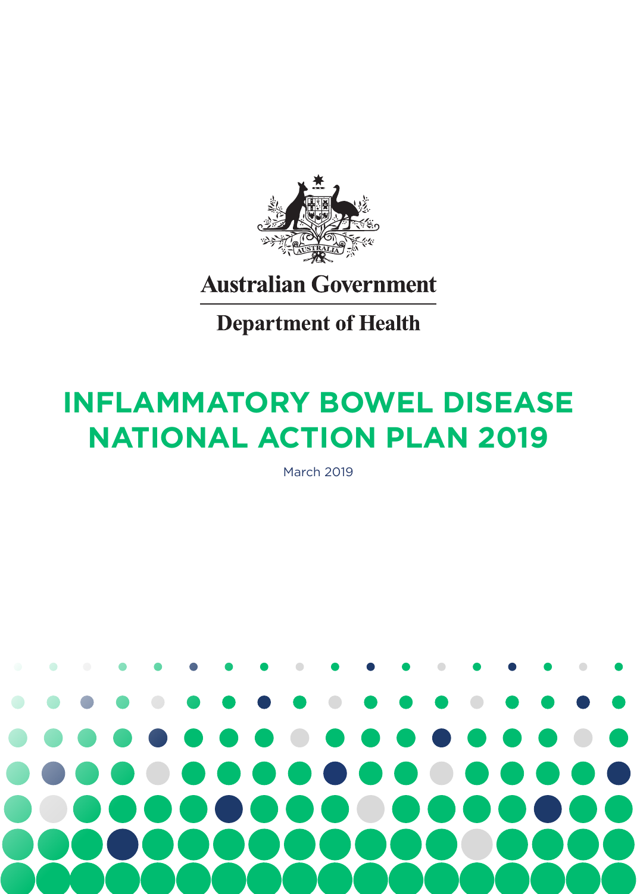Australian Government

Department of Health

# INFLAMMATORY BOWEL DISEASE NATIONAL ACTION PLAN 2019

March 2019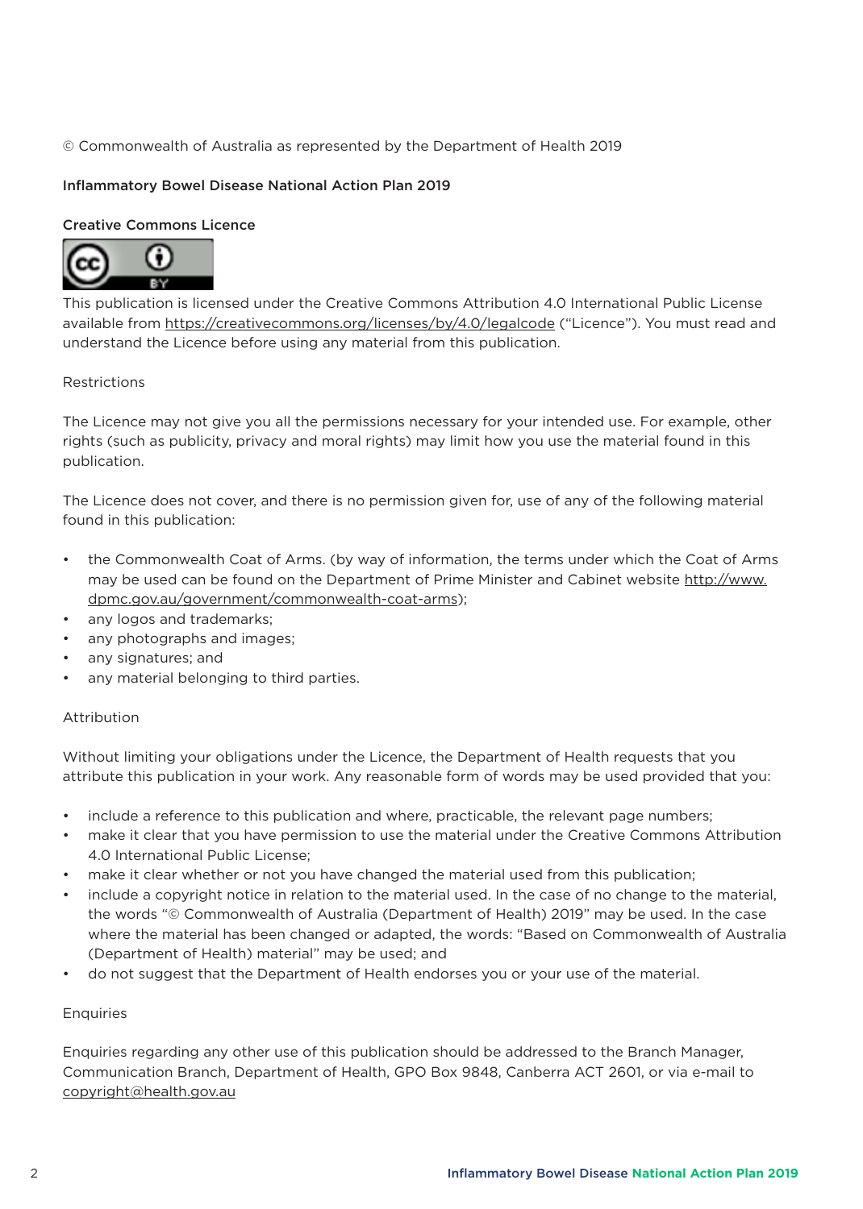© Commonwealth of Australia as represented by the Department of Health 2019

**Inflammatory Bowel Disease National Action Plan 2019**

**Creative Commons Licence**

This publication is licensed under the Creative Commons Attribution 4.0 International Public License available from https://creativecommons.org/licenses/by/4.0/legalcode ("Licence"). You must read and understand the Licence before using any material from this publication.

Restrictions

The Licence may not give you all the permissions necessary for your intended use. For example, other rights (such as publicity, privacy and moral rights) may limit how you use the material found in this publication.

The Licence does not cover, and there is no permission given for, use of any of the following material found in this publication:

- the Commonwealth Coat of Arms. (by way of information, the terms under which the Coat of Arms may be used can be found on the Department of Prime Minister and Cabinet website http://www.dpmc.gov.au/government/commonwealth-coat-arms);
- any logos and trademarks;
- any photographs and images;
- any signatures; and
- any material belonging to third parties.

Attribution

Without limiting your obligations under the Licence, the Department of Health requests that you attribute this publication in your work. Any reasonable form of words may be used provided that you:

- include a reference to this publication and where, practicable, the relevant page numbers;
- make it clear that you have permission to use the material under the Creative Commons Attribution 4.0 International Public License;
- make it clear whether or not you have changed the material used from this publication;
- include a copyright notice in relation to the material used. In the case of no change to the material, the words "© Commonwealth of Australia (Department of Health) 2019" may be used. In the case where the material has been changed or adapted, the words: "Based on Commonwealth of Australia (Department of Health) material" may be used; and
- do not suggest that the Department of Health endorses you or your use of the material.

Enquiries

Enquiries regarding any other use of this publication should be addressed to the Branch Manager, Communication Branch, Department of Health, GPO Box 9848, Canberra ACT 2601, or via e-mail to copyright@health.gov.au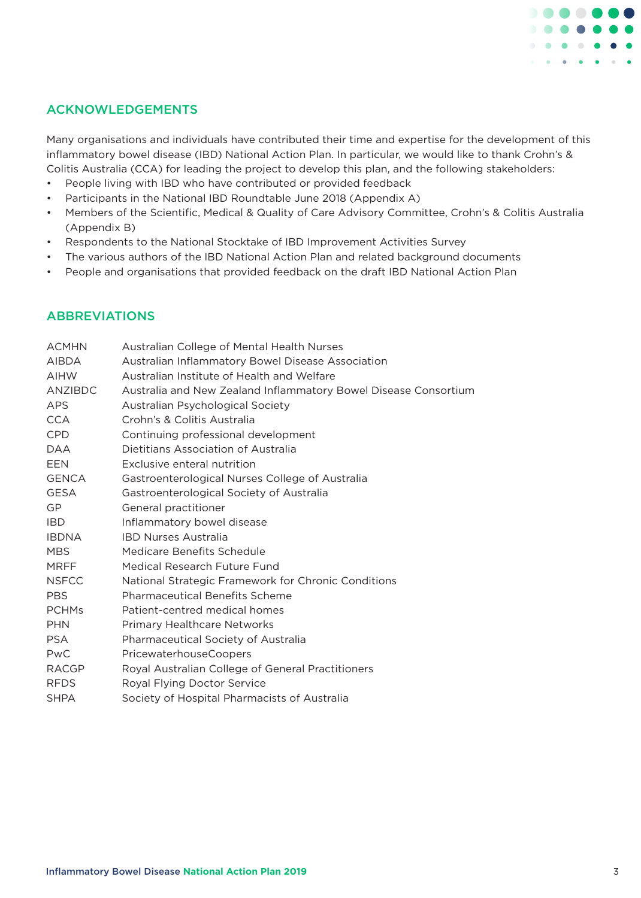## ACKNOWLEDGEMENTS

Many organisations and individuals have contributed their time and expertise for the development of this inflammatory bowel disease (IBD) National Action Plan. In particular, we would like to thank Crohn's & Colitis Australia (CCA) for leading the project to develop this plan, and the following stakeholders:

- People living with IBD who have contributed or provided feedback
- Participants in the National IBD Roundtable June 2018 (Appendix A)
- Members of the Scientific, Medical & Quality of Care Advisory Committee, Crohn's & Colitis Australia (Appendix B)
- Respondents to the National Stocktake of IBD Improvement Activities Survey
- The various authors of the IBD National Action Plan and related background documents
- People and organisations that provided feedback on the draft IBD National Action Plan

## ABBREVIATIONS

| | |
|---|---|
| ACMHN | Australian College of Mental Health Nurses |
| AIBDA | Australian Inflammatory Bowel Disease Association |
| AIHW | Australian Institute of Health and Welfare |
| ANZIBDC | Australia and New Zealand Inflammatory Bowel Disease Consortium |
| APS | Australian Psychological Society |
| CCA | Crohn's & Colitis Australia |
| CPD | Continuing professional development |
| DAA | Dietitians Association of Australia |
| EEN | Exclusive enteral nutrition |
| GENCA | Gastroenterological Nurses College of Australia |
| GESA | Gastroenterological Society of Australia |
| GP | General practitioner |
| IBD | Inflammatory bowel disease |
| IBDNA | IBD Nurses Australia |
| MBS | Medicare Benefits Schedule |
| MRFF | Medical Research Future Fund |
| NSFCC | National Strategic Framework for Chronic Conditions |
| PBS | Pharmaceutical Benefits Scheme |
| PCHMs | Patient-centred medical homes |
| PHN | Primary Healthcare Networks |
| PSA | Pharmaceutical Society of Australia |
| PwC | PricewaterhouseCoopers |
| RACGP | Royal Australian College of General Practitioners |
| RFDS | Royal Flying Doctor Service |
| SHPA | Society of Hospital Pharmacists of Australia |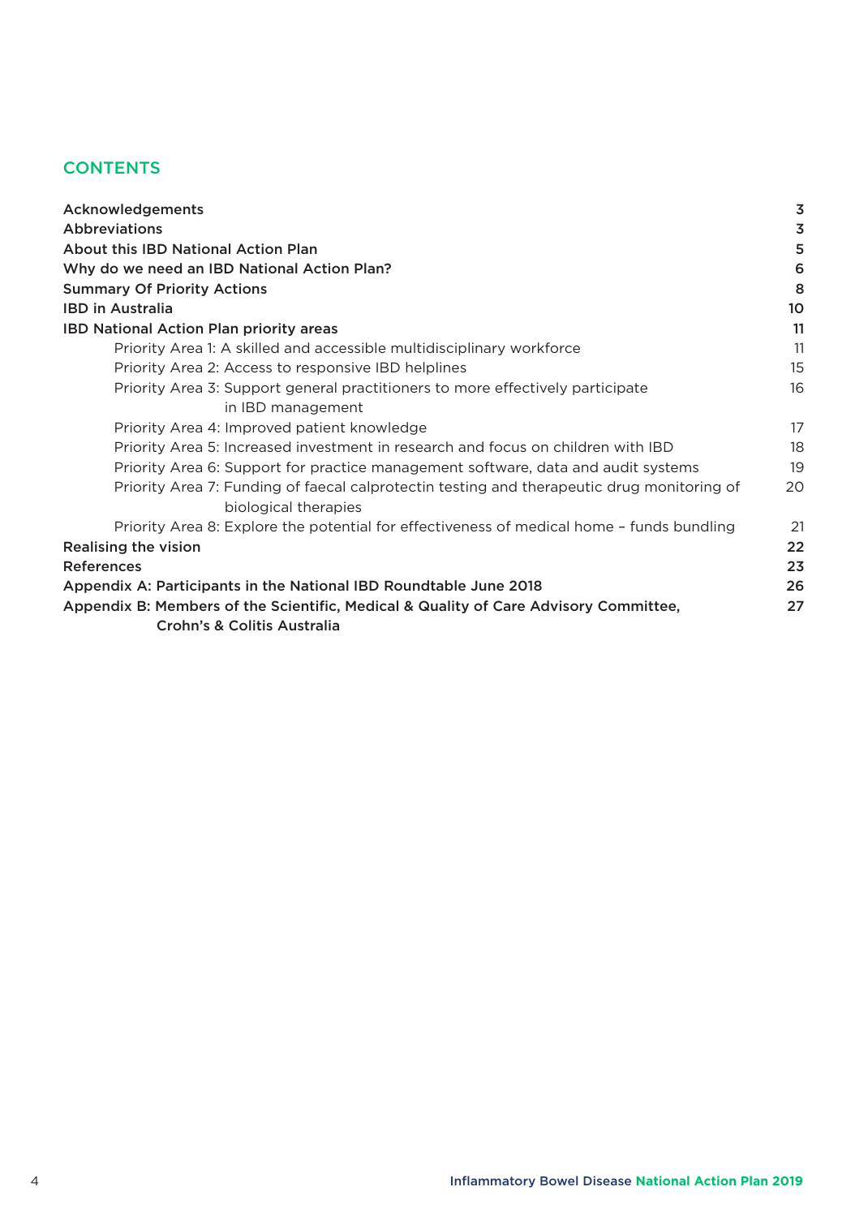## CONTENTS

| | |
|---|---|
| **Acknowledgements** | **3** |
| **Abbreviations** | **3** |
| **About this IBD National Action Plan** | **5** |
| **Why do we need an IBD National Action Plan?** | **6** |
| **Summary Of Priority Actions** | **8** |
| **IBD in Australia** | **10** |
| **IBD National Action Plan priority areas** | **11** |
| Priority Area 1: A skilled and accessible multidisciplinary workforce | 11 |
| Priority Area 2: Access to responsive IBD helplines | 15 |
| Priority Area 3: Support general practitioners to more effectively participate in IBD management | 16 |
| Priority Area 4: Improved patient knowledge | 17 |
| Priority Area 5: Increased investment in research and focus on children with IBD | 18 |
| Priority Area 6: Support for practice management software, data and audit systems | 19 |
| Priority Area 7: Funding of faecal calprotectin testing and therapeutic drug monitoring of biological therapies | 20 |
| Priority Area 8: Explore the potential for effectiveness of medical home – funds bundling | 21 |
| **Realising the vision** | **22** |
| **References** | **23** |
| **Appendix A: Participants in the National IBD Roundtable June 2018** | **26** |
| **Appendix B: Members of the Scientific, Medical & Quality of Care Advisory Committee, Crohn's & Colitis Australia** | **27** |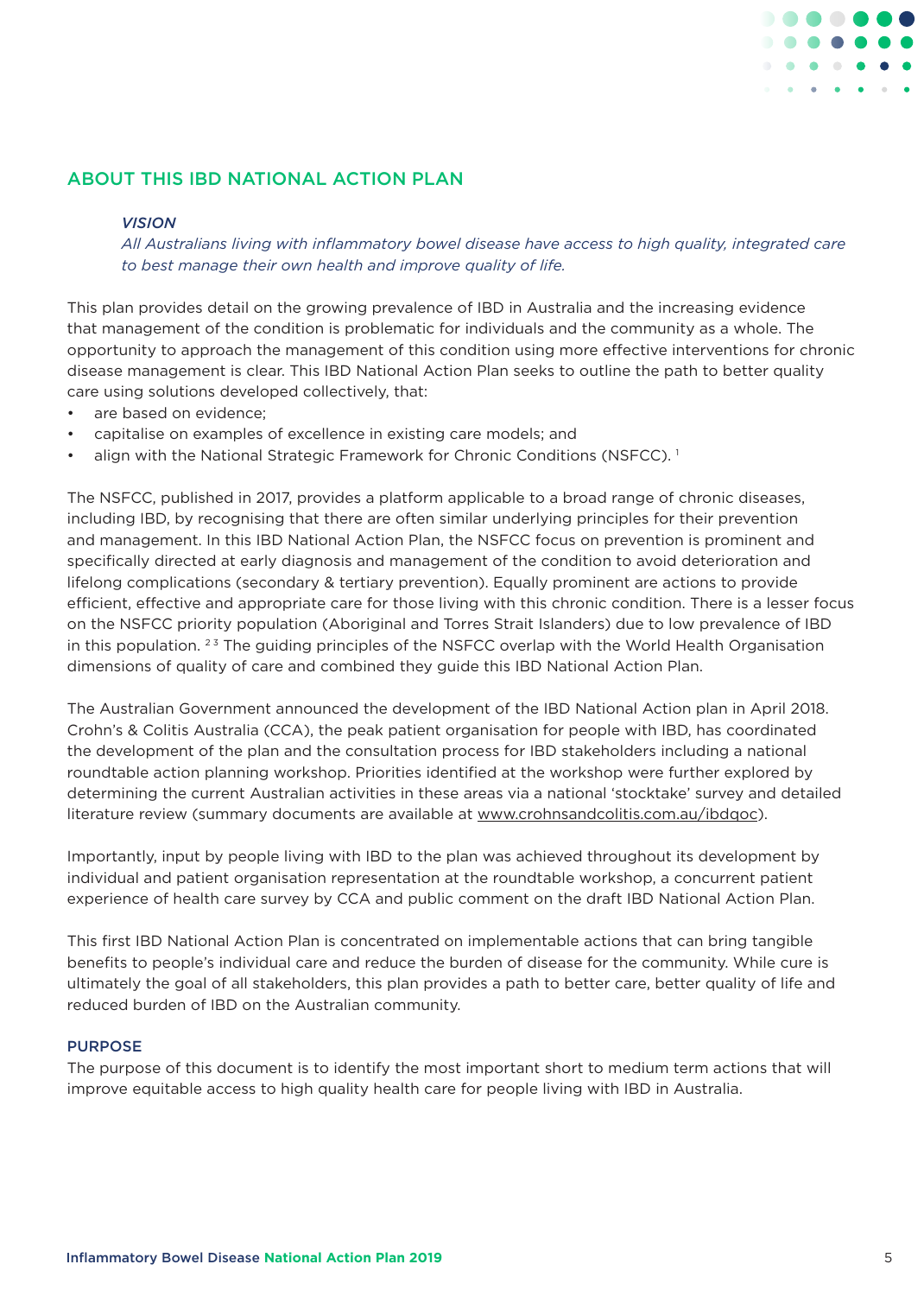## ABOUT THIS IBD NATIONAL ACTION PLAN

> ***VISION***
> *All Australians living with inflammatory bowel disease have access to high quality, integrated care to best manage their own health and improve quality of life.*

This plan provides detail on the growing prevalence of IBD in Australia and the increasing evidence that management of the condition is problematic for individuals and the community as a whole. The opportunity to approach the management of this condition using more effective interventions for chronic disease management is clear. This IBD National Action Plan seeks to outline the path to better quality care using solutions developed collectively, that:

- are based on evidence;
- capitalise on examples of excellence in existing care models; and
- align with the National Strategic Framework for Chronic Conditions (NSFCC). [1]

The NSFCC, published in 2017, provides a platform applicable to a broad range of chronic diseases, including IBD, by recognising that there are often similar underlying principles for their prevention and management. In this IBD National Action Plan, the NSFCC focus on prevention is prominent and specifically directed at early diagnosis and management of the condition to avoid deterioration and lifelong complications (secondary & tertiary prevention). Equally prominent are actions to provide efficient, effective and appropriate care for those living with this chronic condition. There is a lesser focus on the NSFCC priority population (Aboriginal and Torres Strait Islanders) due to low prevalence of IBD in this population. [2 3] The guiding principles of the NSFCC overlap with the World Health Organisation dimensions of quality of care and combined they guide this IBD National Action Plan.

The Australian Government announced the development of the IBD National Action plan in April 2018. Crohn's & Colitis Australia (CCA), the peak patient organisation for people with IBD, has coordinated the development of the plan and the consultation process for IBD stakeholders including a national roundtable action planning workshop. Priorities identified at the workshop were further explored by determining the current Australian activities in these areas via a national 'stocktake' survey and detailed literature review (summary documents are available at www.crohnsandcolitis.com.au/ibdqoc).

Importantly, input by people living with IBD to the plan was achieved throughout its development by individual and patient organisation representation at the roundtable workshop, a concurrent patient experience of health care survey by CCA and public comment on the draft IBD National Action Plan.

This first IBD National Action Plan is concentrated on implementable actions that can bring tangible benefits to people's individual care and reduce the burden of disease for the community. While cure is ultimately the goal of all stakeholders, this plan provides a path to better care, better quality of life and reduced burden of IBD on the Australian community.

### PURPOSE

The purpose of this document is to identify the most important short to medium term actions that will improve equitable access to high quality health care for people living with IBD in Australia.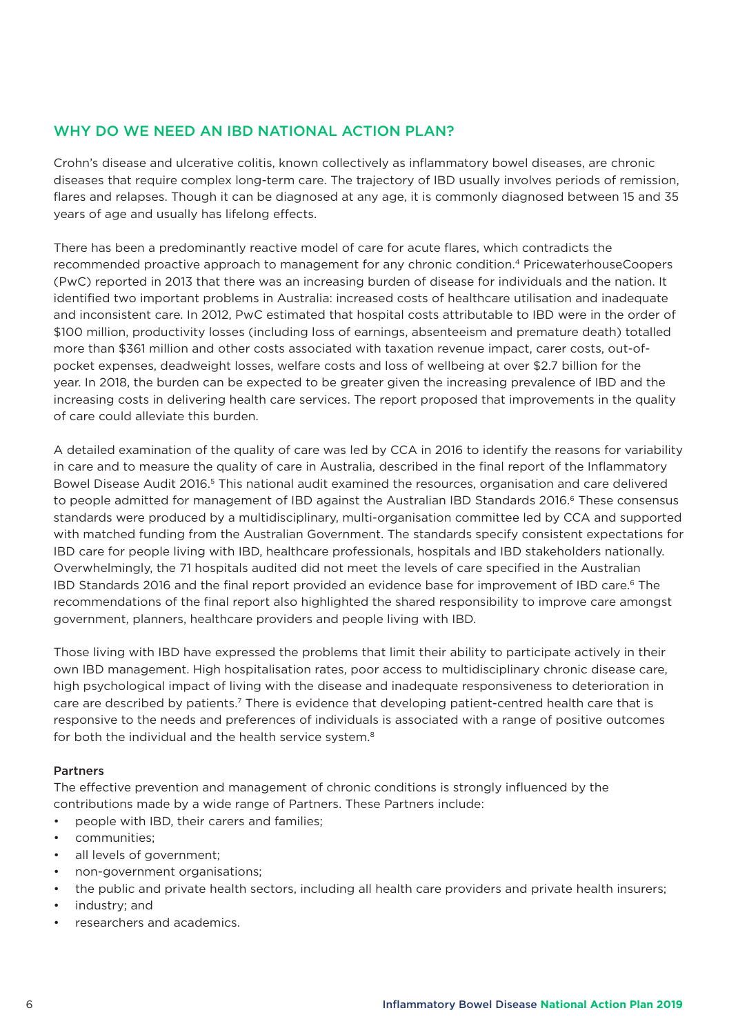## WHY DO WE NEED AN IBD NATIONAL ACTION PLAN?

Crohn's disease and ulcerative colitis, known collectively as inflammatory bowel diseases, are chronic diseases that require complex long-term care. The trajectory of IBD usually involves periods of remission, flares and relapses. Though it can be diagnosed at any age, it is commonly diagnosed between 15 and 35 years of age and usually has lifelong effects.

There has been a predominantly reactive model of care for acute flares, which contradicts the recommended proactive approach to management for any chronic condition.[4] PricewaterhouseCoopers (PwC) reported in 2013 that there was an increasing burden of disease for individuals and the nation. It identified two important problems in Australia: increased costs of healthcare utilisation and inadequate and inconsistent care. In 2012, PwC estimated that hospital costs attributable to IBD were in the order of $100 million, productivity losses (including loss of earnings, absenteeism and premature death) totalled more than $361 million and other costs associated with taxation revenue impact, carer costs, out-of-pocket expenses, deadweight losses, welfare costs and loss of wellbeing at over $2.7 billion for the year. In 2018, the burden can be expected to be greater given the increasing prevalence of IBD and the increasing costs in delivering health care services. The report proposed that improvements in the quality of care could alleviate this burden.

A detailed examination of the quality of care was led by CCA in 2016 to identify the reasons for variability in care and to measure the quality of care in Australia, described in the final report of the Inflammatory Bowel Disease Audit 2016.[5] This national audit examined the resources, organisation and care delivered to people admitted for management of IBD against the Australian IBD Standards 2016.[6] These consensus standards were produced by a multidisciplinary, multi-organisation committee led by CCA and supported with matched funding from the Australian Government. The standards specify consistent expectations for IBD care for people living with IBD, healthcare professionals, hospitals and IBD stakeholders nationally. Overwhelmingly, the 71 hospitals audited did not meet the levels of care specified in the Australian IBD Standards 2016 and the final report provided an evidence base for improvement of IBD care.[6] The recommendations of the final report also highlighted the shared responsibility to improve care amongst government, planners, healthcare providers and people living with IBD.

Those living with IBD have expressed the problems that limit their ability to participate actively in their own IBD management. High hospitalisation rates, poor access to multidisciplinary chronic disease care, high psychological impact of living with the disease and inadequate responsiveness to deterioration in care are described by patients.[7] There is evidence that developing patient-centred health care that is responsive to the needs and preferences of individuals is associated with a range of positive outcomes for both the individual and the health service system.[8]

**Partners**

The effective prevention and management of chronic conditions is strongly influenced by the contributions made by a wide range of Partners. These Partners include:

- people with IBD, their carers and families;
- communities;
- all levels of government;
- non-government organisations;
- the public and private health sectors, including all health care providers and private health insurers;
- industry; and
- researchers and academics.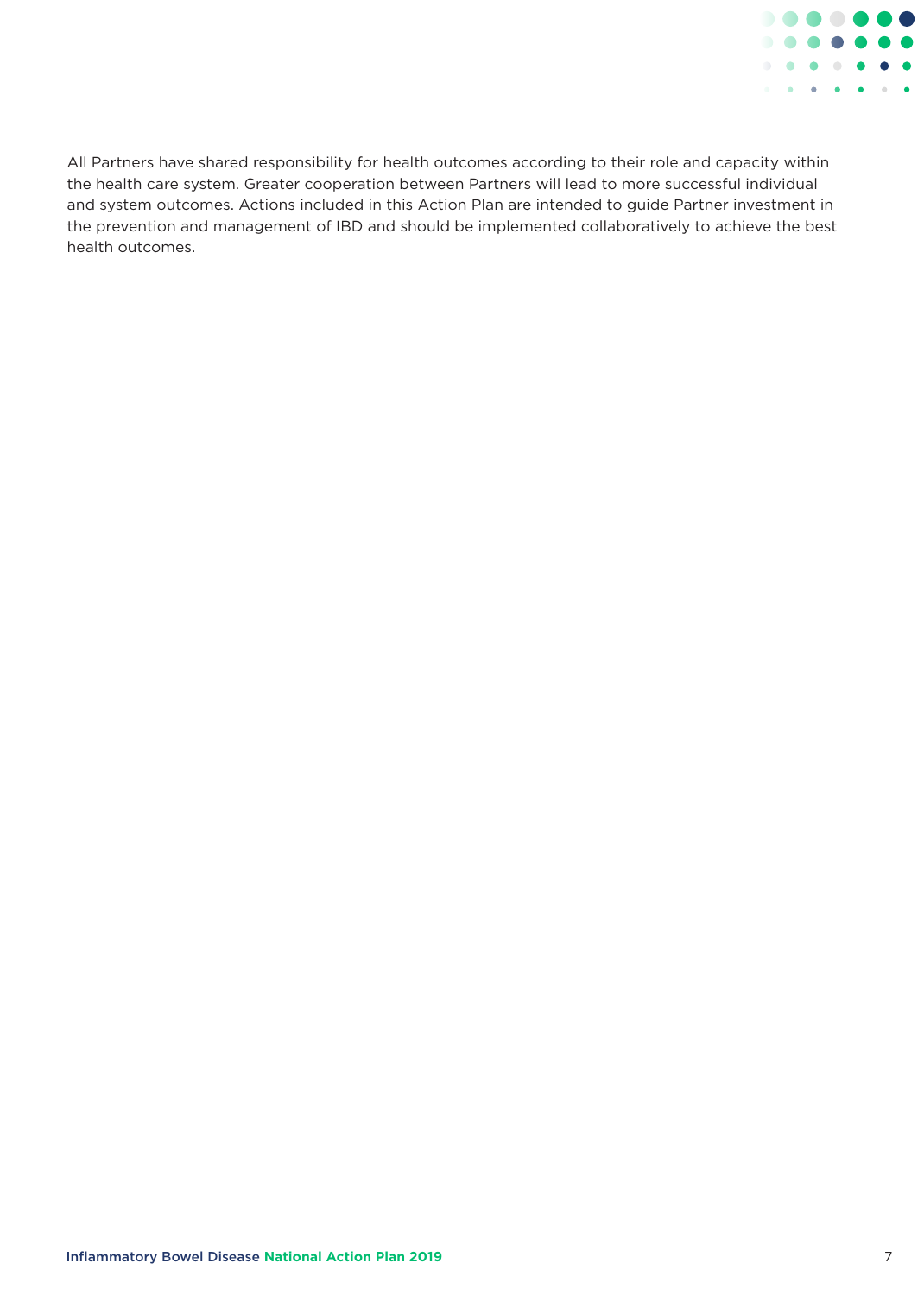All Partners have shared responsibility for health outcomes according to their role and capacity within the health care system. Greater cooperation between Partners will lead to more successful individual and system outcomes. Actions included in this Action Plan are intended to guide Partner investment in the prevention and management of IBD and should be implemented collaboratively to achieve the best health outcomes.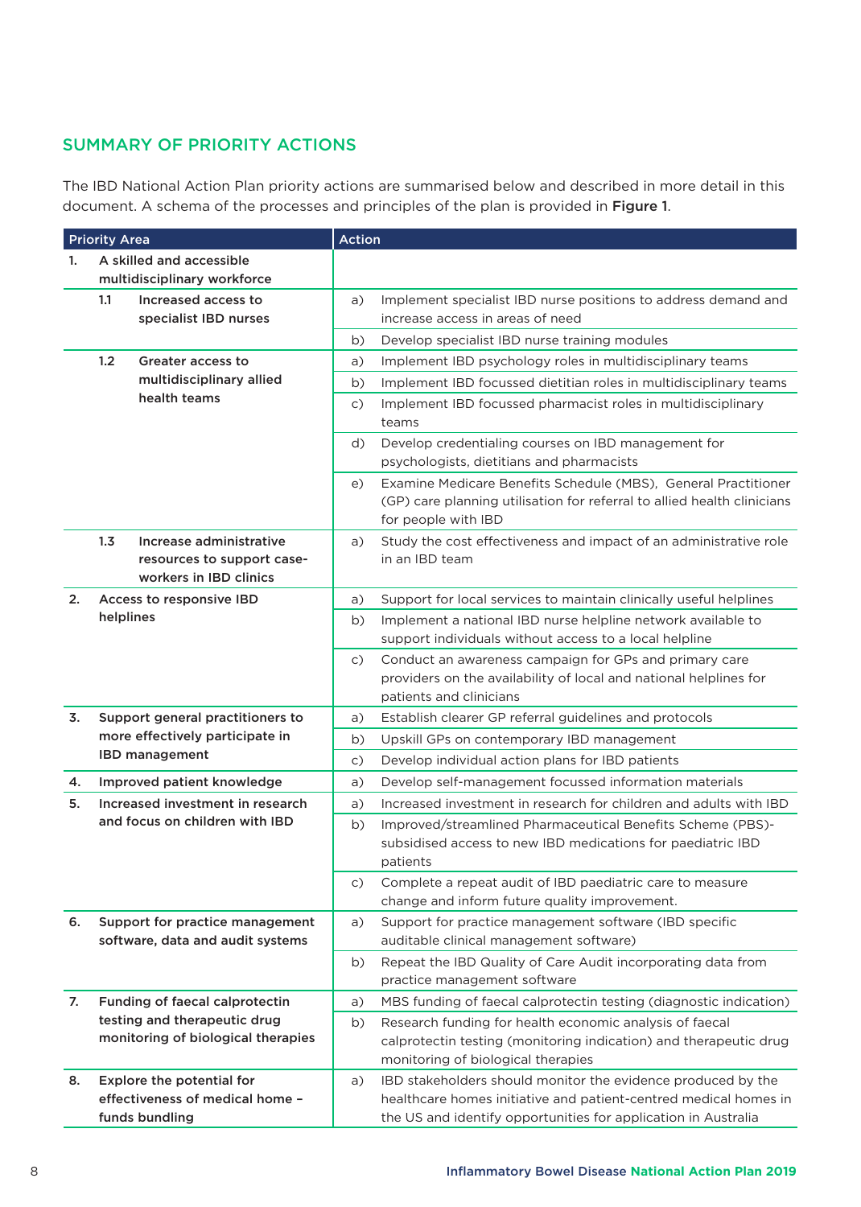## SUMMARY OF PRIORITY ACTIONS

The IBD National Action Plan priority actions are summarised below and described in more detail in this document. A schema of the processes and principles of the plan is provided in **Figure 1**.

| Priority Area | | Action |
|---|---|---|
| **1.** | **A skilled and accessible multidisciplinary workforce** | |
| **1.1** | **Increased access to specialist IBD nurses** | a) Implement specialist IBD nurse positions to address demand and increase access in areas of need |
| | | b) Develop specialist IBD nurse training modules |
| **1.2** | **Greater access to multidisciplinary allied health teams** | a) Implement IBD psychology roles in multidisciplinary teams |
| | | b) Implement IBD focussed dietitian roles in multidisciplinary teams |
| | | c) Implement IBD focussed pharmacist roles in multidisciplinary teams |
| | | d) Develop credentialing courses on IBD management for psychologists, dietitians and pharmacists |
| | | e) Examine Medicare Benefits Schedule (MBS), General Practitioner (GP) care planning utilisation for referral to allied health clinicians for people with IBD |
| **1.3** | **Increase administrative resources to support case-workers in IBD clinics** | a) Study the cost effectiveness and impact of an administrative role in an IBD team |
| **2.** | **Access to responsive IBD helplines** | a) Support for local services to maintain clinically useful helplines |
| | | b) Implement a national IBD nurse helpline network available to support individuals without access to a local helpline |
| | | c) Conduct an awareness campaign for GPs and primary care providers on the availability of local and national helplines for patients and clinicians |
| **3.** | **Support general practitioners to more effectively participate in IBD management** | a) Establish clearer GP referral guidelines and protocols |
| | | b) Upskill GPs on contemporary IBD management |
| | | c) Develop individual action plans for IBD patients |
| **4.** | **Improved patient knowledge** | a) Develop self-management focussed information materials |
| **5.** | **Increased investment in research and focus on children with IBD** | a) Increased investment in research for children and adults with IBD |
| | | b) Improved/streamlined Pharmaceutical Benefits Scheme (PBS)-subsidised access to new IBD medications for paediatric IBD patients |
| | | c) Complete a repeat audit of IBD paediatric care to measure change and inform future quality improvement. |
| **6.** | **Support for practice management software, data and audit systems** | a) Support for practice management software (IBD specific auditable clinical management software) |
| | | b) Repeat the IBD Quality of Care Audit incorporating data from practice management software |
| **7.** | **Funding of faecal calprotectin testing and therapeutic drug monitoring of biological therapies** | a) MBS funding of faecal calprotectin testing (diagnostic indication) |
| | | b) Research funding for health economic analysis of faecal calprotectin testing (monitoring indication) and therapeutic drug monitoring of biological therapies |
| **8.** | **Explore the potential for effectiveness of medical home – funds bundling** | a) IBD stakeholders should monitor the evidence produced by the healthcare homes initiative and patient-centred medical homes in the US and identify opportunities for application in Australia |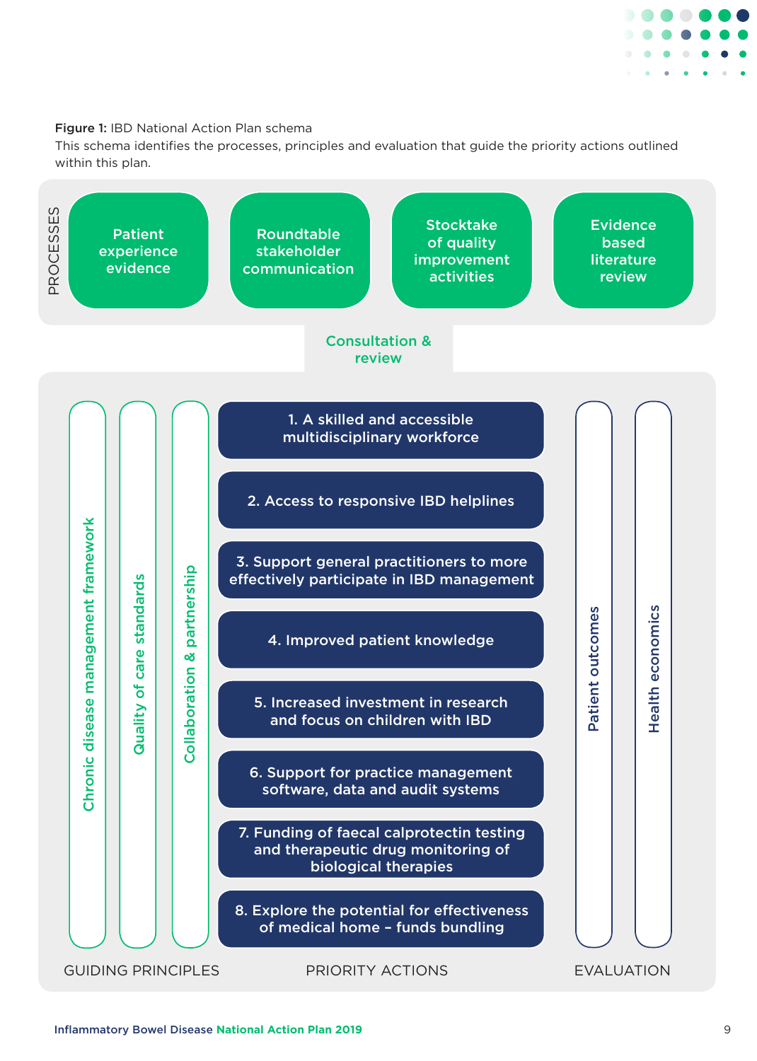**Figure 1:** IBD National Action Plan schema

This schema identifies the processes, principles and evaluation that guide the priority actions outlined within this plan.

PROCESSES

- Patient experience evidence
- Roundtable stakeholder communication
- Stocktake of quality improvement activities
- Evidence based literature review

Consultation & review

GUIDING PRINCIPLES

- Chronic disease management framework
- Quality of care standards
- Collaboration & partnership

PRIORITY ACTIONS

1. A skilled and accessible multidisciplinary workforce
2. Access to responsive IBD helplines
3. Support general practitioners to more effectively participate in IBD management
4. Improved patient knowledge
5. Increased investment in research and focus on children with IBD
6. Support for practice management software, data and audit systems
7. Funding of faecal calprotectin testing and therapeutic drug monitoring of biological therapies
8. Explore the potential for effectiveness of medical home – funds bundling

EVALUATION

- Patient outcomes
- Health economics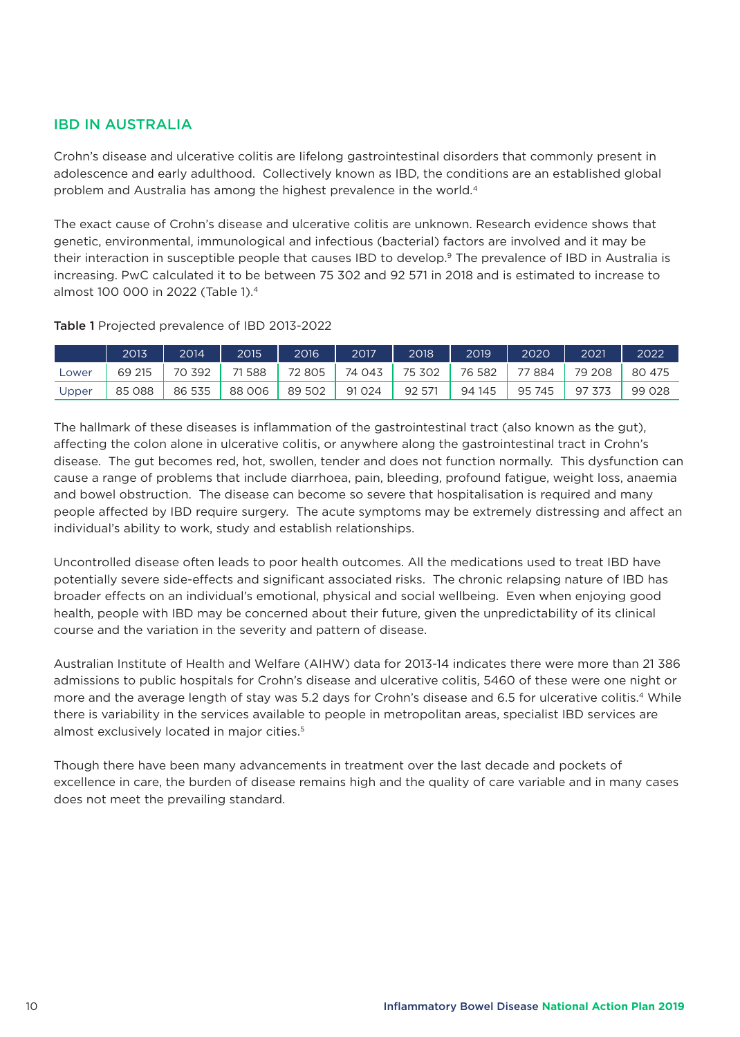## IBD IN AUSTRALIA

Crohn's disease and ulcerative colitis are lifelong gastrointestinal disorders that commonly present in adolescence and early adulthood. Collectively known as IBD, the conditions are an established global problem and Australia has among the highest prevalence in the world.[4]

The exact cause of Crohn's disease and ulcerative colitis are unknown. Research evidence shows that genetic, environmental, immunological and infectious (bacterial) factors are involved and it may be their interaction in susceptible people that causes IBD to develop.[9] The prevalence of IBD in Australia is increasing. PwC calculated it to be between 75 302 and 92 571 in 2018 and is estimated to increase to almost 100 000 in 2022 (Table 1).[4]

**Table 1** Projected prevalence of IBD 2013-2022

| | 2013 | 2014 | 2015 | 2016 | 2017 | 2018 | 2019 | 2020 | 2021 | 2022 |
|---|---|---|---|---|---|---|---|---|---|---|
| Lower | 69 215 | 70 392 | 71 588 | 72 805 | 74 043 | 75 302 | 76 582 | 77 884 | 79 208 | 80 475 |
| Upper | 85 088 | 86 535 | 88 006 | 89 502 | 91 024 | 92 571 | 94 145 | 95 745 | 97 373 | 99 028 |

The hallmark of these diseases is inflammation of the gastrointestinal tract (also known as the gut), affecting the colon alone in ulcerative colitis, or anywhere along the gastrointestinal tract in Crohn's disease. The gut becomes red, hot, swollen, tender and does not function normally. This dysfunction can cause a range of problems that include diarrhoea, pain, bleeding, profound fatigue, weight loss, anaemia and bowel obstruction. The disease can become so severe that hospitalisation is required and many people affected by IBD require surgery. The acute symptoms may be extremely distressing and affect an individual's ability to work, study and establish relationships.

Uncontrolled disease often leads to poor health outcomes. All the medications used to treat IBD have potentially severe side-effects and significant associated risks. The chronic relapsing nature of IBD has broader effects on an individual's emotional, physical and social wellbeing. Even when enjoying good health, people with IBD may be concerned about their future, given the unpredictability of its clinical course and the variation in the severity and pattern of disease.

Australian Institute of Health and Welfare (AIHW) data for 2013-14 indicates there were more than 21 386 admissions to public hospitals for Crohn's disease and ulcerative colitis, 5460 of these were one night or more and the average length of stay was 5.2 days for Crohn's disease and 6.5 for ulcerative colitis.[4] While there is variability in the services available to people in metropolitan areas, specialist IBD services are almost exclusively located in major cities.[5]

Though there have been many advancements in treatment over the last decade and pockets of excellence in care, the burden of disease remains high and the quality of care variable and in many cases does not meet the prevailing standard.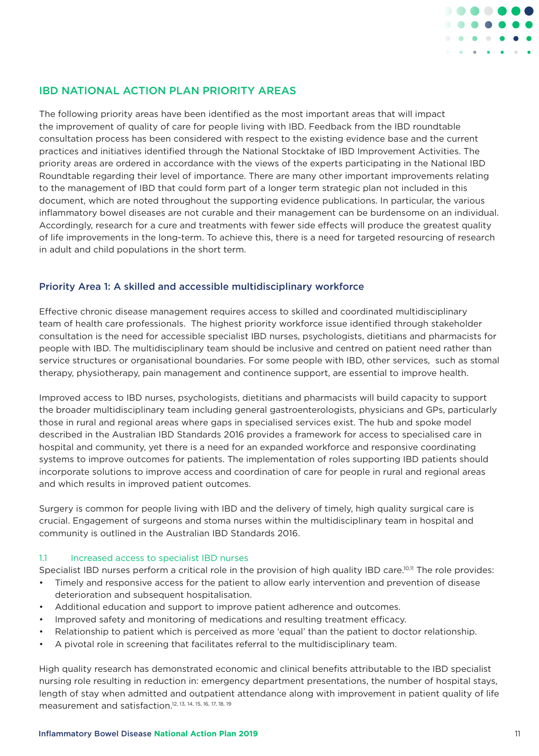## IBD NATIONAL ACTION PLAN PRIORITY AREAS

The following priority areas have been identified as the most important areas that will impact the improvement of quality of care for people living with IBD. Feedback from the IBD roundtable consultation process has been considered with respect to the existing evidence base and the current practices and initiatives identified through the National Stocktake of IBD Improvement Activities. The priority areas are ordered in accordance with the views of the experts participating in the National IBD Roundtable regarding their level of importance. There are many other important improvements relating to the management of IBD that could form part of a longer term strategic plan not included in this document, which are noted throughout the supporting evidence publications. In particular, the various inflammatory bowel diseases are not curable and their management can be burdensome on an individual. Accordingly, research for a cure and treatments with fewer side effects will produce the greatest quality of life improvements in the long-term. To achieve this, there is a need for targeted resourcing of research in adult and child populations in the short term.

### Priority Area 1: A skilled and accessible multidisciplinary workforce

Effective chronic disease management requires access to skilled and coordinated multidisciplinary team of health care professionals. The highest priority workforce issue identified through stakeholder consultation is the need for accessible specialist IBD nurses, psychologists, dietitians and pharmacists for people with IBD. The multidisciplinary team should be inclusive and centred on patient need rather than service structures or organisational boundaries. For some people with IBD, other services, such as stomal therapy, physiotherapy, pain management and continence support, are essential to improve health.

Improved access to IBD nurses, psychologists, dietitians and pharmacists will build capacity to support the broader multidisciplinary team including general gastroenterologists, physicians and GPs, particularly those in rural and regional areas where gaps in specialised services exist. The hub and spoke model described in the Australian IBD Standards 2016 provides a framework for access to specialised care in hospital and community, yet there is a need for an expanded workforce and responsive coordinating systems to improve outcomes for patients. The implementation of roles supporting IBD patients should incorporate solutions to improve access and coordination of care for people in rural and regional areas and which results in improved patient outcomes.

Surgery is common for people living with IBD and the delivery of timely, high quality surgical care is crucial. Engagement of surgeons and stoma nurses within the multidisciplinary team in hospital and community is outlined in the Australian IBD Standards 2016.

#### 1.1 Increased access to specialist IBD nurses

Specialist IBD nurses perform a critical role in the provision of high quality IBD care.[10,11] The role provides:

- Timely and responsive access for the patient to allow early intervention and prevention of disease deterioration and subsequent hospitalisation.
- Additional education and support to improve patient adherence and outcomes.
- Improved safety and monitoring of medications and resulting treatment efficacy.
- Relationship to patient which is perceived as more 'equal' than the patient to doctor relationship.
- A pivotal role in screening that facilitates referral to the multidisciplinary team.

High quality research has demonstrated economic and clinical benefits attributable to the IBD specialist nursing role resulting in reduction in: emergency department presentations, the number of hospital stays, length of stay when admitted and outpatient attendance along with improvement in patient quality of life measurement and satisfaction.[12, 13, 14, 15, 16, 17, 18, 19]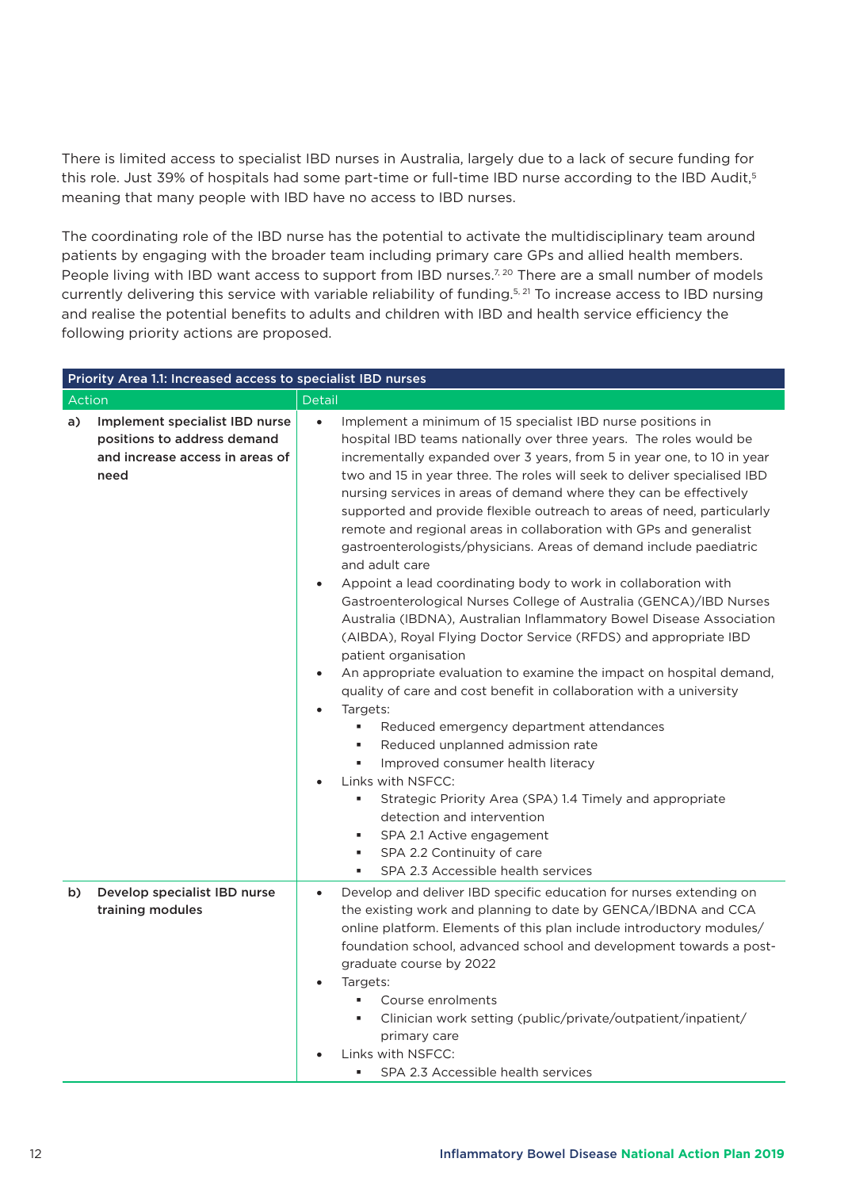There is limited access to specialist IBD nurses in Australia, largely due to a lack of secure funding for this role. Just 39% of hospitals had some part-time or full-time IBD nurse according to the IBD Audit,[5] meaning that many people with IBD have no access to IBD nurses.

The coordinating role of the IBD nurse has the potential to activate the multidisciplinary team around patients by engaging with the broader team including primary care GPs and allied health members. People living with IBD want access to support from IBD nurses.[7, 20] There are a small number of models currently delivering this service with variable reliability of funding.[5, 21] To increase access to IBD nursing and realise the potential benefits to adults and children with IBD and health service efficiency the following priority actions are proposed.

| Priority Area 1.1: Increased access to specialist IBD nurses | |
|---|---|
| **Action** | **Detail** |
| **a) Implement specialist IBD nurse positions to address demand and increase access in areas of need** | • Implement a minimum of 15 specialist IBD nurse positions in hospital IBD teams nationally over three years. The roles would be incrementally expanded over 3 years, from 5 in year one, to 10 in year two and 15 in year three. The roles will seek to deliver specialised IBD nursing services in areas of demand where they can be effectively supported and provide flexible outreach to areas of need, particularly remote and regional areas in collaboration with GPs and generalist gastroenterologists/physicians. Areas of demand include paediatric and adult care<br>• Appoint a lead coordinating body to work in collaboration with Gastroenterological Nurses College of Australia (GENCA)/IBD Nurses Australia (IBDNA), Australian Inflammatory Bowel Disease Association (AIBDA), Royal Flying Doctor Service (RFDS) and appropriate IBD patient organisation<br>• An appropriate evaluation to examine the impact on hospital demand, quality of care and cost benefit in collaboration with a university<br>• Targets:<br>&nbsp;&nbsp;▪ Reduced emergency department attendances<br>&nbsp;&nbsp;▪ Reduced unplanned admission rate<br>&nbsp;&nbsp;▪ Improved consumer health literacy<br>• Links with NSFCC:<br>&nbsp;&nbsp;▪ Strategic Priority Area (SPA) 1.4 Timely and appropriate detection and intervention<br>&nbsp;&nbsp;▪ SPA 2.1 Active engagement<br>&nbsp;&nbsp;▪ SPA 2.2 Continuity of care<br>&nbsp;&nbsp;▪ SPA 2.3 Accessible health services |
| **b) Develop specialist IBD nurse training modules** | • Develop and deliver IBD specific education for nurses extending on the existing work and planning to date by GENCA/IBDNA and CCA online platform. Elements of this plan include introductory modules/ foundation school, advanced school and development towards a post-graduate course by 2022<br>• Targets:<br>&nbsp;&nbsp;▪ Course enrolments<br>&nbsp;&nbsp;▪ Clinician work setting (public/private/outpatient/inpatient/ primary care<br>• Links with NSFCC:<br>&nbsp;&nbsp;▪ SPA 2.3 Accessible health services |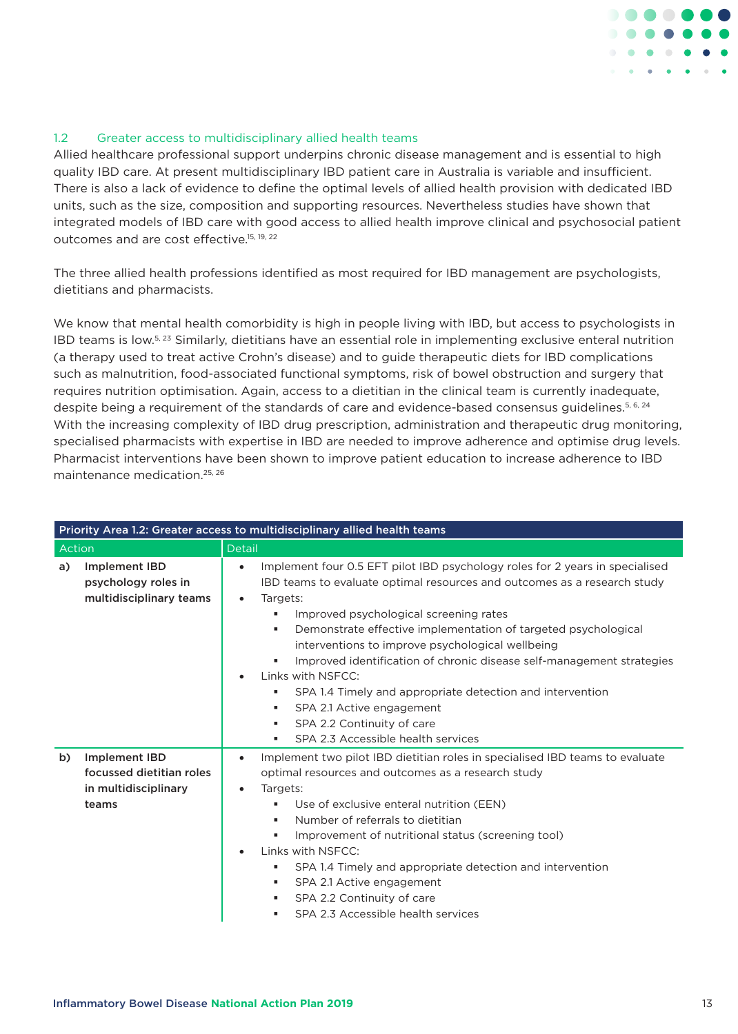## 1.2 Greater access to multidisciplinary allied health teams

Allied healthcare professional support underpins chronic disease management and is essential to high quality IBD care. At present multidisciplinary IBD patient care in Australia is variable and insufficient. There is also a lack of evidence to define the optimal levels of allied health provision with dedicated IBD units, such as the size, composition and supporting resources. Nevertheless studies have shown that integrated models of IBD care with good access to allied health improve clinical and psychosocial patient outcomes and are cost effective.[15, 19, 22]

The three allied health professions identified as most required for IBD management are psychologists, dietitians and pharmacists.

We know that mental health comorbidity is high in people living with IBD, but access to psychologists in IBD teams is low.[5, 23] Similarly, dietitians have an essential role in implementing exclusive enteral nutrition (a therapy used to treat active Crohn's disease) and to guide therapeutic diets for IBD complications such as malnutrition, food-associated functional symptoms, risk of bowel obstruction and surgery that requires nutrition optimisation. Again, access to a dietitian in the clinical team is currently inadequate, despite being a requirement of the standards of care and evidence-based consensus guidelines.[5, 6, 24] With the increasing complexity of IBD drug prescription, administration and therapeutic drug monitoring, specialised pharmacists with expertise in IBD are needed to improve adherence and optimise drug levels. Pharmacist interventions have been shown to improve patient education to increase adherence to IBD maintenance medication.[25, 26]

| Priority Area 1.2: Greater access to multidisciplinary allied health teams | |
|---|---|
| **Action** | **Detail** |
| **a) Implement IBD psychology roles in multidisciplinary teams** | • Implement four 0.5 EFT pilot IBD psychology roles for 2 years in specialised IBD teams to evaluate optimal resources and outcomes as a research study<br>• Targets:<br>▪ Improved psychological screening rates<br>▪ Demonstrate effective implementation of targeted psychological interventions to improve psychological wellbeing<br>▪ Improved identification of chronic disease self-management strategies<br>• Links with NSFCC:<br>▪ SPA 1.4 Timely and appropriate detection and intervention<br>▪ SPA 2.1 Active engagement<br>▪ SPA 2.2 Continuity of care<br>▪ SPA 2.3 Accessible health services |
| **b) Implement IBD focussed dietitian roles in multidisciplinary teams** | • Implement two pilot IBD dietitian roles in specialised IBD teams to evaluate optimal resources and outcomes as a research study<br>• Targets:<br>▪ Use of exclusive enteral nutrition (EEN)<br>▪ Number of referrals to dietitian<br>▪ Improvement of nutritional status (screening tool)<br>• Links with NSFCC:<br>▪ SPA 1.4 Timely and appropriate detection and intervention<br>▪ SPA 2.1 Active engagement<br>▪ SPA 2.2 Continuity of care<br>▪ SPA 2.3 Accessible health services |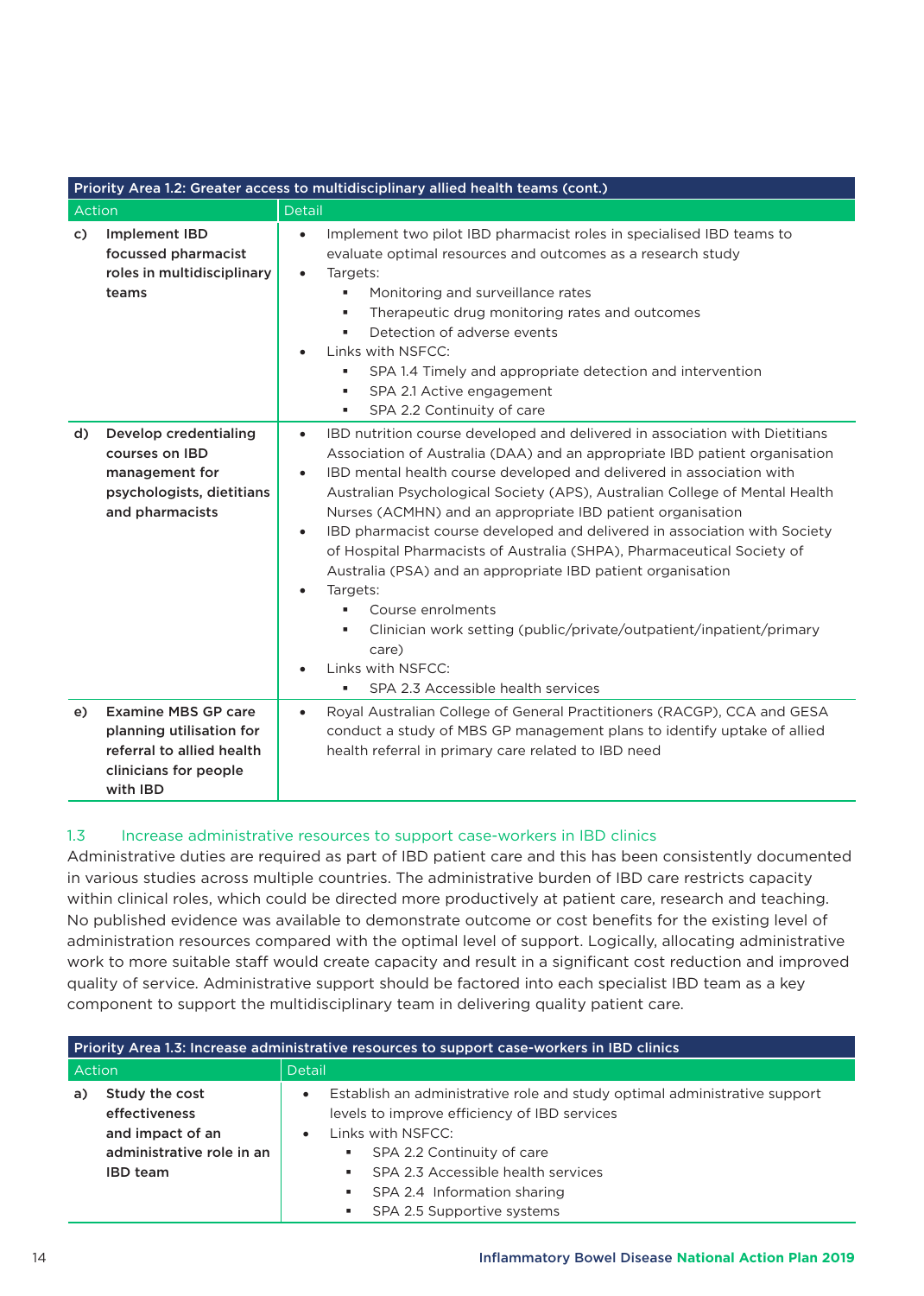| Priority Area 1.2: Greater access to multidisciplinary allied health teams (cont.) | |
|---|---|
| Action | Detail |
| c) **Implement IBD focussed pharmacist roles in multidisciplinary teams** | • Implement two pilot IBD pharmacist roles in specialised IBD teams to evaluate optimal resources and outcomes as a research study<br>• Targets:<br>▪ Monitoring and surveillance rates<br>▪ Therapeutic drug monitoring rates and outcomes<br>▪ Detection of adverse events<br>• Links with NSFCC:<br>▪ SPA 1.4 Timely and appropriate detection and intervention<br>▪ SPA 2.1 Active engagement<br>▪ SPA 2.2 Continuity of care |
| d) **Develop credentialing courses on IBD management for psychologists, dietitians and pharmacists** | • IBD nutrition course developed and delivered in association with Dietitians Association of Australia (DAA) and an appropriate IBD patient organisation<br>• IBD mental health course developed and delivered in association with Australian Psychological Society (APS), Australian College of Mental Health Nurses (ACMHN) and an appropriate IBD patient organisation<br>• IBD pharmacist course developed and delivered in association with Society of Hospital Pharmacists of Australia (SHPA), Pharmaceutical Society of Australia (PSA) and an appropriate IBD patient organisation<br>• Targets:<br>▪ Course enrolments<br>▪ Clinician work setting (public/private/outpatient/inpatient/primary care)<br>• Links with NSFCC:<br>▪ SPA 2.3 Accessible health services |
| e) **Examine MBS GP care planning utilisation for referral to allied health clinicians for people with IBD** | • Royal Australian College of General Practitioners (RACGP), CCA and GESA conduct a study of MBS GP management plans to identify uptake of allied health referral in primary care related to IBD need |

## 1.3 Increase administrative resources to support case-workers in IBD clinics

Administrative duties are required as part of IBD patient care and this has been consistently documented in various studies across multiple countries. The administrative burden of IBD care restricts capacity within clinical roles, which could be directed more productively at patient care, research and teaching. No published evidence was available to demonstrate outcome or cost benefits for the existing level of administration resources compared with the optimal level of support. Logically, allocating administrative work to more suitable staff would create capacity and result in a significant cost reduction and improved quality of service. Administrative support should be factored into each specialist IBD team as a key component to support the multidisciplinary team in delivering quality patient care.

| Priority Area 1.3: Increase administrative resources to support case-workers in IBD clinics | |
|---|---|
| Action | Detail |
| a) **Study the cost effectiveness and impact of an administrative role in an IBD team** | • Establish an administrative role and study optimal administrative support levels to improve efficiency of IBD services<br>• Links with NSFCC:<br>▪ SPA 2.2 Continuity of care<br>▪ SPA 2.3 Accessible health services<br>▪ SPA 2.4 Information sharing<br>▪ SPA 2.5 Supportive systems |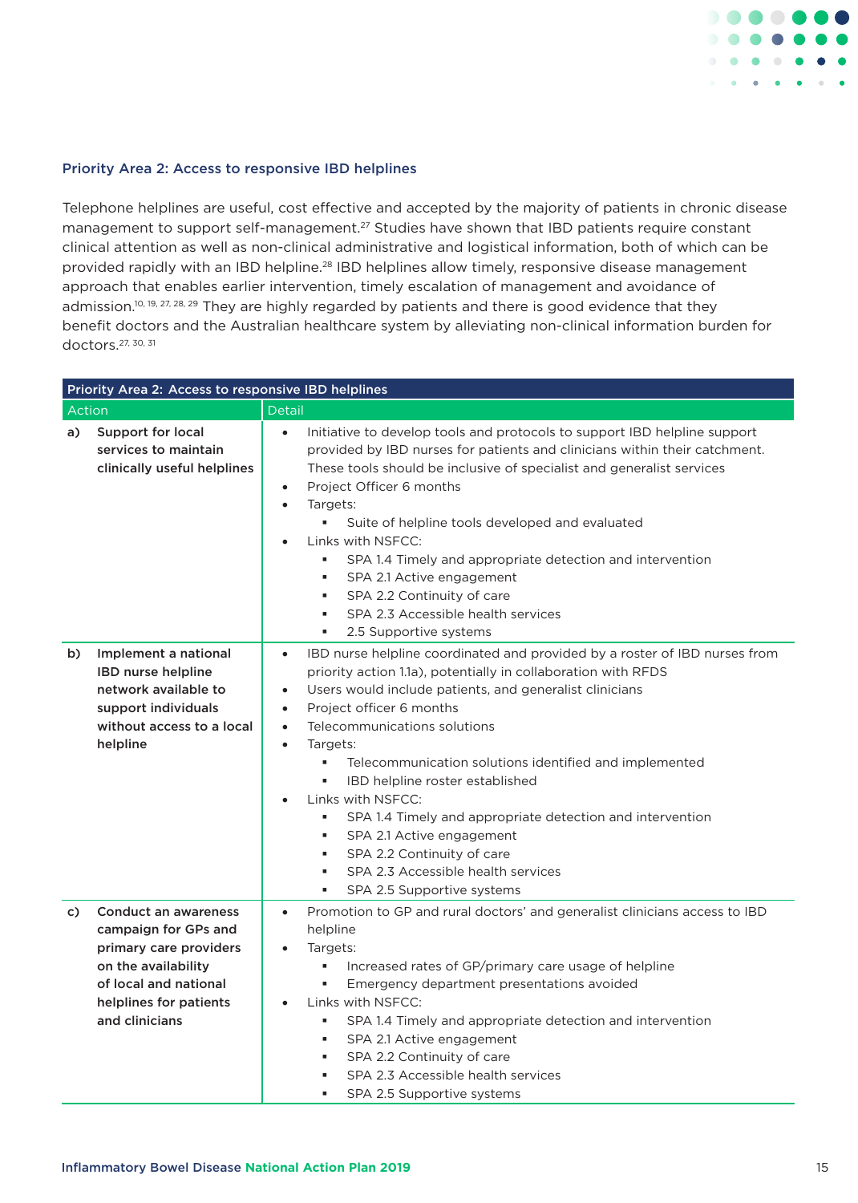### Priority Area 2: Access to responsive IBD helplines

Telephone helplines are useful, cost effective and accepted by the majority of patients in chronic disease management to support self-management.[27] Studies have shown that IBD patients require constant clinical attention as well as non-clinical administrative and logistical information, both of which can be provided rapidly with an IBD helpline.[28] IBD helplines allow timely, responsive disease management approach that enables earlier intervention, timely escalation of management and avoidance of admission.[10, 19, 27, 28, 29] They are highly regarded by patients and there is good evidence that they benefit doctors and the Australian healthcare system by alleviating non-clinical information burden for doctors.[27, 30, 31]

| Priority Area 2: Access to responsive IBD helplines | |
|---|---|
| **Action** | **Detail** |
| **a) Support for local services to maintain clinically useful helplines** | • Initiative to develop tools and protocols to support IBD helpline support provided by IBD nurses for patients and clinicians within their catchment. These tools should be inclusive of specialist and generalist services<br>• Project Officer 6 months<br>• Targets:<br>  ▪ Suite of helpline tools developed and evaluated<br>• Links with NSFCC:<br>  ▪ SPA 1.4 Timely and appropriate detection and intervention<br>  ▪ SPA 2.1 Active engagement<br>  ▪ SPA 2.2 Continuity of care<br>  ▪ SPA 2.3 Accessible health services<br>  ▪ 2.5 Supportive systems |
| **b) Implement a national IBD nurse helpline network available to support individuals without access to a local helpline** | • IBD nurse helpline coordinated and provided by a roster of IBD nurses from priority action 1.1a), potentially in collaboration with RFDS<br>• Users would include patients, and generalist clinicians<br>• Project officer 6 months<br>• Telecommunications solutions<br>• Targets:<br>  ▪ Telecommunication solutions identified and implemented<br>  ▪ IBD helpline roster established<br>• Links with NSFCC:<br>  ▪ SPA 1.4 Timely and appropriate detection and intervention<br>  ▪ SPA 2.1 Active engagement<br>  ▪ SPA 2.2 Continuity of care<br>  ▪ SPA 2.3 Accessible health services<br>  ▪ SPA 2.5 Supportive systems |
| **c) Conduct an awareness campaign for GPs and primary care providers on the availability of local and national helplines for patients and clinicians** | • Promotion to GP and rural doctors' and generalist clinicians access to IBD helpline<br>• Targets:<br>  ▪ Increased rates of GP/primary care usage of helpline<br>  ▪ Emergency department presentations avoided<br>• Links with NSFCC:<br>  ▪ SPA 1.4 Timely and appropriate detection and intervention<br>  ▪ SPA 2.1 Active engagement<br>  ▪ SPA 2.2 Continuity of care<br>  ▪ SPA 2.3 Accessible health services<br>  ▪ SPA 2.5 Supportive systems |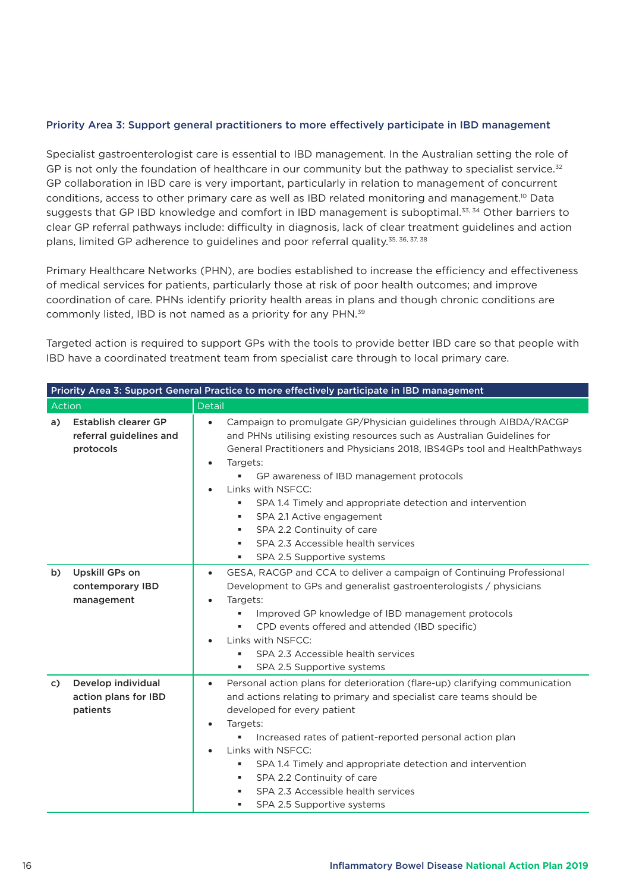### Priority Area 3: Support general practitioners to more effectively participate in IBD management

Specialist gastroenterologist care is essential to IBD management. In the Australian setting the role of GP is not only the foundation of healthcare in our community but the pathway to specialist service.[32] GP collaboration in IBD care is very important, particularly in relation to management of concurrent conditions, access to other primary care as well as IBD related monitoring and management.[10] Data suggests that GP IBD knowledge and comfort in IBD management is suboptimal.[33, 34] Other barriers to clear GP referral pathways include: difficulty in diagnosis, lack of clear treatment guidelines and action plans, limited GP adherence to guidelines and poor referral quality.[35, 36, 37, 38]

Primary Healthcare Networks (PHN), are bodies established to increase the efficiency and effectiveness of medical services for patients, particularly those at risk of poor health outcomes; and improve coordination of care. PHNs identify priority health areas in plans and though chronic conditions are commonly listed, IBD is not named as a priority for any PHN.[39]

Targeted action is required to support GPs with the tools to provide better IBD care so that people with IBD have a coordinated treatment team from specialist care through to local primary care.

| Priority Area 3: Support General Practice to more effectively participate in IBD management | |
|---|---|
| **Action** | **Detail** |
| **a) Establish clearer GP referral guidelines and protocols** | • Campaign to promulgate GP/Physician guidelines through AIBDA/RACGP and PHNs utilising existing resources such as Australian Guidelines for General Practitioners and Physicians 2018, IBS4GPs tool and HealthPathways<br>• Targets:<br>▪ GP awareness of IBD management protocols<br>• Links with NSFCC:<br>▪ SPA 1.4 Timely and appropriate detection and intervention<br>▪ SPA 2.1 Active engagement<br>▪ SPA 2.2 Continuity of care<br>▪ SPA 2.3 Accessible health services<br>▪ SPA 2.5 Supportive systems |
| **b) Upskill GPs on contemporary IBD management** | • GESA, RACGP and CCA to deliver a campaign of Continuing Professional Development to GPs and generalist gastroenterologists / physicians<br>• Targets:<br>▪ Improved GP knowledge of IBD management protocols<br>▪ CPD events offered and attended (IBD specific)<br>• Links with NSFCC:<br>▪ SPA 2.3 Accessible health services<br>▪ SPA 2.5 Supportive systems |
| **c) Develop individual action plans for IBD patients** | • Personal action plans for deterioration (flare-up) clarifying communication and actions relating to primary and specialist care teams should be developed for every patient<br>• Targets:<br>▪ Increased rates of patient-reported personal action plan<br>• Links with NSFCC:<br>▪ SPA 1.4 Timely and appropriate detection and intervention<br>▪ SPA 2.2 Continuity of care<br>▪ SPA 2.3 Accessible health services<br>▪ SPA 2.5 Supportive systems |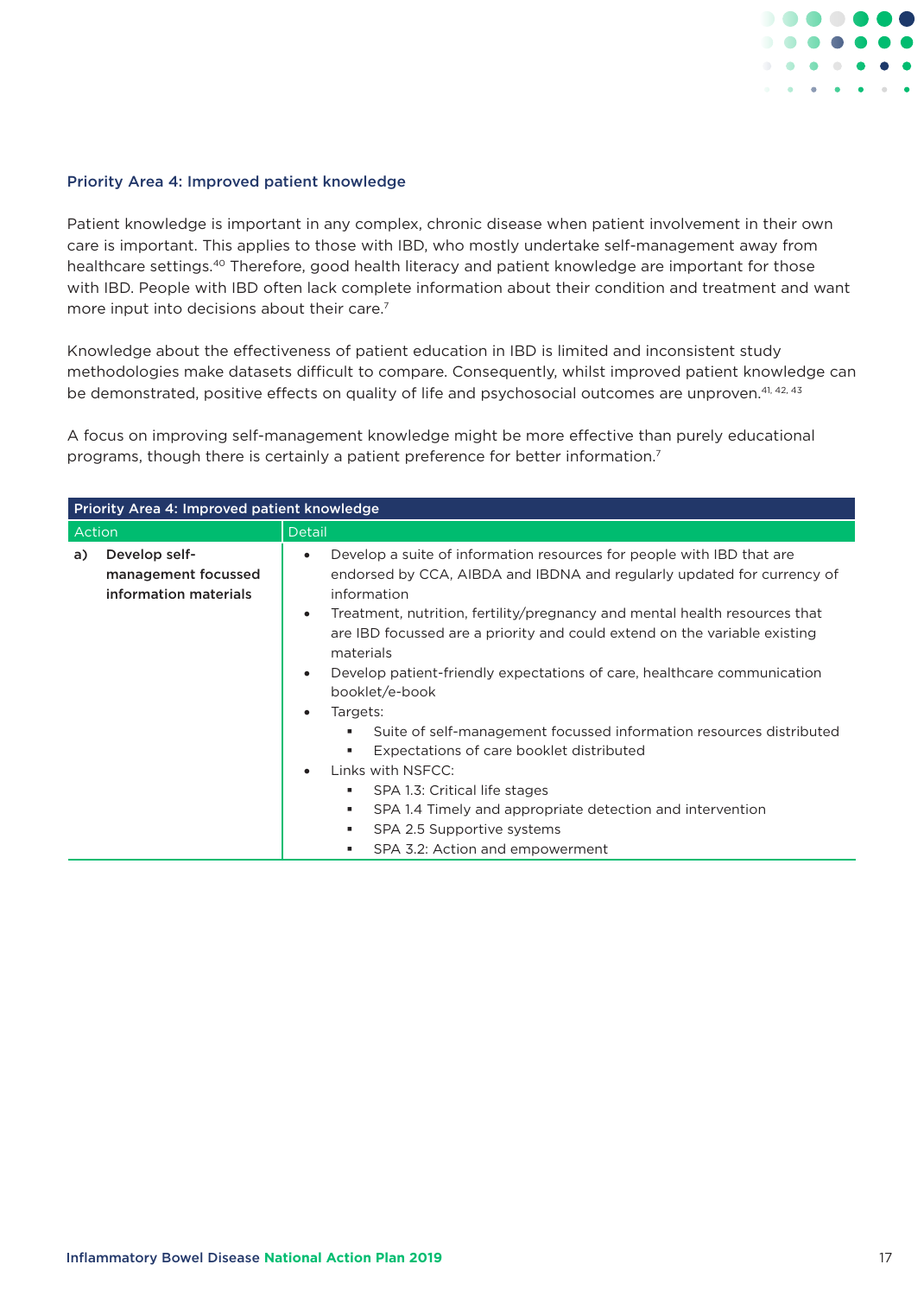### Priority Area 4: Improved patient knowledge

Patient knowledge is important in any complex, chronic disease when patient involvement in their own care is important. This applies to those with IBD, who mostly undertake self-management away from healthcare settings.[40] Therefore, good health literacy and patient knowledge are important for those with IBD. People with IBD often lack complete information about their condition and treatment and want more input into decisions about their care.[7]

Knowledge about the effectiveness of patient education in IBD is limited and inconsistent study methodologies make datasets difficult to compare. Consequently, whilst improved patient knowledge can be demonstrated, positive effects on quality of life and psychosocial outcomes are unproven.[41, 42, 43]

A focus on improving self-management knowledge might be more effective than purely educational programs, though there is certainly a patient preference for better information.[7]

| Priority Area 4: Improved patient knowledge | |
|---|---|
| **Action** | **Detail** |
| **a) Develop self-management focussed information materials** | • Develop a suite of information resources for people with IBD that are endorsed by CCA, AIBDA and IBDNA and regularly updated for currency of information<br>• Treatment, nutrition, fertility/pregnancy and mental health resources that are IBD focussed are a priority and could extend on the variable existing materials<br>• Develop patient-friendly expectations of care, healthcare communication booklet/e-book<br>• Targets:<br>&nbsp;&nbsp;▪ Suite of self-management focussed information resources distributed<br>&nbsp;&nbsp;▪ Expectations of care booklet distributed<br>• Links with NSFCC:<br>&nbsp;&nbsp;▪ SPA 1.3: Critical life stages<br>&nbsp;&nbsp;▪ SPA 1.4 Timely and appropriate detection and intervention<br>&nbsp;&nbsp;▪ SPA 2.5 Supportive systems<br>&nbsp;&nbsp;▪ SPA 3.2: Action and empowerment |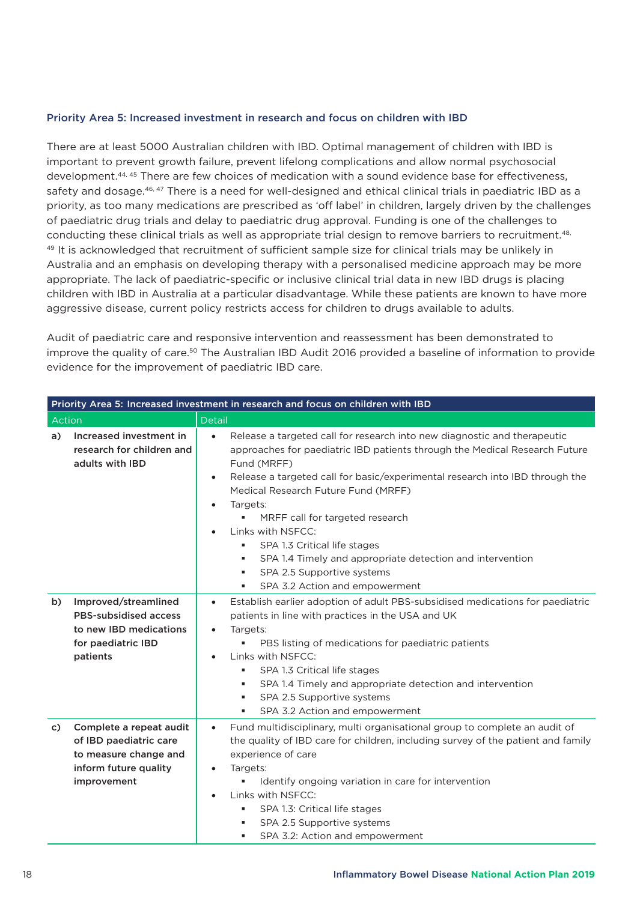### Priority Area 5: Increased investment in research and focus on children with IBD

There are at least 5000 Australian children with IBD. Optimal management of children with IBD is important to prevent growth failure, prevent lifelong complications and allow normal psychosocial development.[44, 45] There are few choices of medication with a sound evidence base for effectiveness, safety and dosage.[46, 47] There is a need for well-designed and ethical clinical trials in paediatric IBD as a priority, as too many medications are prescribed as 'off label' in children, largely driven by the challenges of paediatric drug trials and delay to paediatric drug approval. Funding is one of the challenges to conducting these clinical trials as well as appropriate trial design to remove barriers to recruitment.[48, 49] It is acknowledged that recruitment of sufficient sample size for clinical trials may be unlikely in Australia and an emphasis on developing therapy with a personalised medicine approach may be more appropriate. The lack of paediatric-specific or inclusive clinical trial data in new IBD drugs is placing children with IBD in Australia at a particular disadvantage. While these patients are known to have more aggressive disease, current policy restricts access for children to drugs available to adults.

Audit of paediatric care and responsive intervention and reassessment has been demonstrated to improve the quality of care.[50] The Australian IBD Audit 2016 provided a baseline of information to provide evidence for the improvement of paediatric IBD care.

| Priority Area 5: Increased investment in research and focus on children with IBD | |
|---|---|
| **Action** | **Detail** |
| **a) Increased investment in research for children and adults with IBD** | • Release a targeted call for research into new diagnostic and therapeutic approaches for paediatric IBD patients through the Medical Research Future Fund (MRFF)<br>• Release a targeted call for basic/experimental research into IBD through the Medical Research Future Fund (MRFF)<br>• Targets:<br>&nbsp;&nbsp;▪ MRFF call for targeted research<br>• Links with NSFCC:<br>&nbsp;&nbsp;▪ SPA 1.3 Critical life stages<br>&nbsp;&nbsp;▪ SPA 1.4 Timely and appropriate detection and intervention<br>&nbsp;&nbsp;▪ SPA 2.5 Supportive systems<br>&nbsp;&nbsp;▪ SPA 3.2 Action and empowerment |
| **b) Improved/streamlined PBS-subsidised access to new IBD medications for paediatric IBD patients** | • Establish earlier adoption of adult PBS-subsidised medications for paediatric patients in line with practices in the USA and UK<br>• Targets:<br>&nbsp;&nbsp;▪ PBS listing of medications for paediatric patients<br>• Links with NSFCC:<br>&nbsp;&nbsp;▪ SPA 1.3 Critical life stages<br>&nbsp;&nbsp;▪ SPA 1.4 Timely and appropriate detection and intervention<br>&nbsp;&nbsp;▪ SPA 2.5 Supportive systems<br>&nbsp;&nbsp;▪ SPA 3.2 Action and empowerment |
| **c) Complete a repeat audit of IBD paediatric care to measure change and inform future quality improvement** | • Fund multidisciplinary, multi organisational group to complete an audit of the quality of IBD care for children, including survey of the patient and family experience of care<br>• Targets:<br>&nbsp;&nbsp;▪ Identify ongoing variation in care for intervention<br>• Links with NSFCC:<br>&nbsp;&nbsp;▪ SPA 1.3: Critical life stages<br>&nbsp;&nbsp;▪ SPA 2.5 Supportive systems<br>&nbsp;&nbsp;▪ SPA 3.2: Action and empowerment |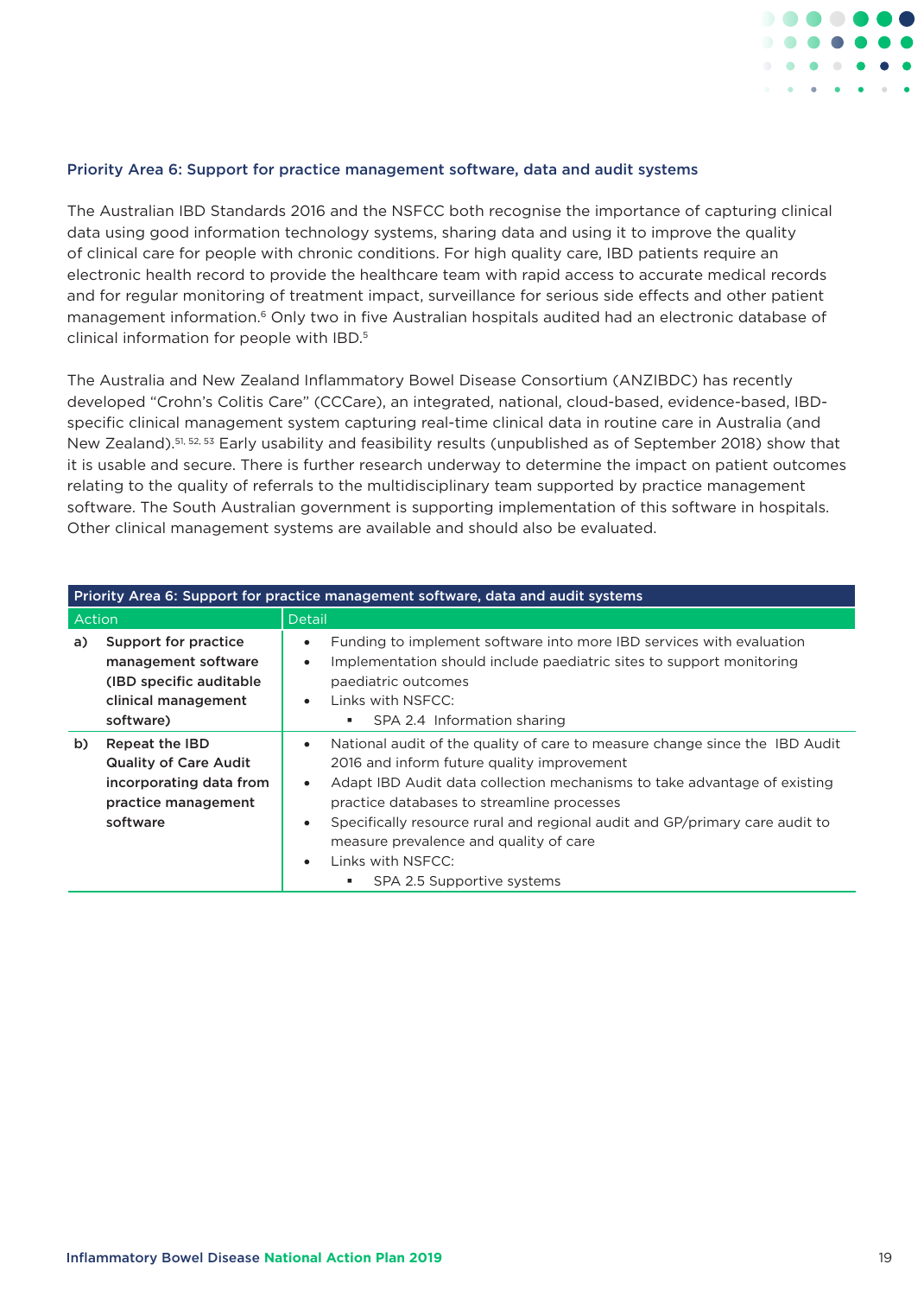### Priority Area 6: Support for practice management software, data and audit systems

The Australian IBD Standards 2016 and the NSFCC both recognise the importance of capturing clinical data using good information technology systems, sharing data and using it to improve the quality of clinical care for people with chronic conditions. For high quality care, IBD patients require an electronic health record to provide the healthcare team with rapid access to accurate medical records and for regular monitoring of treatment impact, surveillance for serious side effects and other patient management information.[6] Only two in five Australian hospitals audited had an electronic database of clinical information for people with IBD.[5]

The Australia and New Zealand Inflammatory Bowel Disease Consortium (ANZIBDC) has recently developed "Crohn's Colitis Care" (CCCare), an integrated, national, cloud-based, evidence-based, IBD-specific clinical management system capturing real-time clinical data in routine care in Australia (and New Zealand).[51, 52, 53] Early usability and feasibility results (unpublished as of September 2018) show that it is usable and secure. There is further research underway to determine the impact on patient outcomes relating to the quality of referrals to the multidisciplinary team supported by practice management software. The South Australian government is supporting implementation of this software in hospitals. Other clinical management systems are available and should also be evaluated.

| Priority Area 6: Support for practice management software, data and audit systems | |
|---|---|
| **Action** | **Detail** |
| a) **Support for practice management software (IBD specific auditable clinical management software)** | • Funding to implement software into more IBD services with evaluation<br>• Implementation should include paediatric sites to support monitoring paediatric outcomes<br>• Links with NSFCC:<br>&nbsp;&nbsp;▪ SPA 2.4 Information sharing |
| b) **Repeat the IBD Quality of Care Audit incorporating data from practice management software** | • National audit of the quality of care to measure change since the IBD Audit 2016 and inform future quality improvement<br>• Adapt IBD Audit data collection mechanisms to take advantage of existing practice databases to streamline processes<br>• Specifically resource rural and regional audit and GP/primary care audit to measure prevalence and quality of care<br>• Links with NSFCC:<br>&nbsp;&nbsp;▪ SPA 2.5 Supportive systems |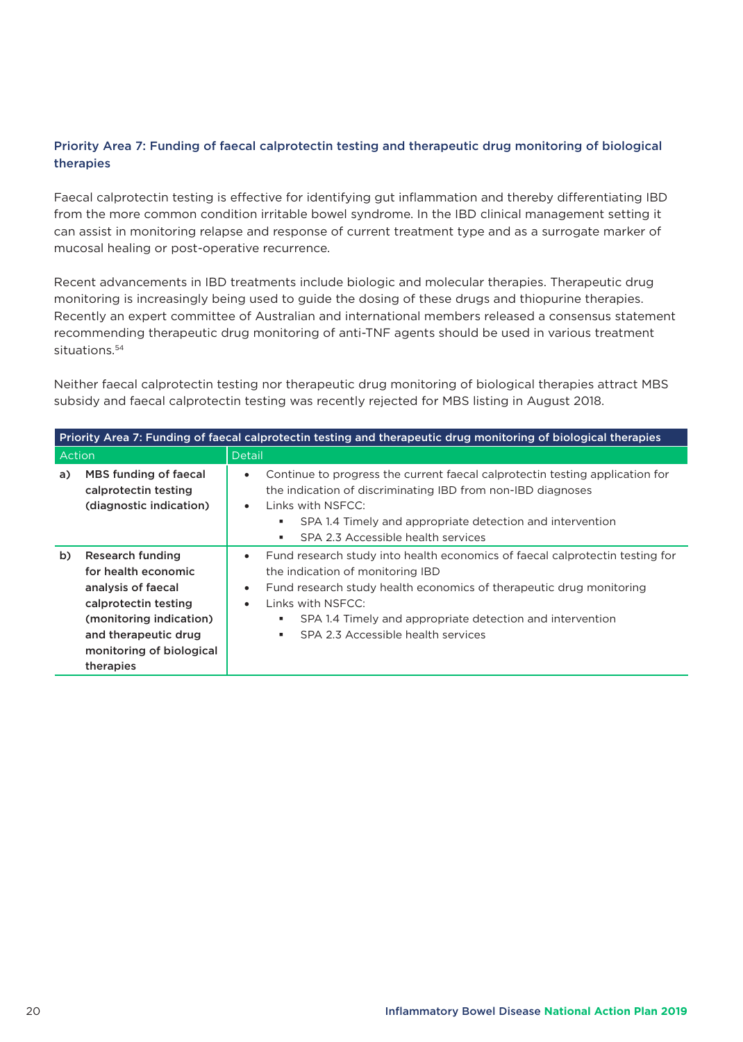### Priority Area 7: Funding of faecal calprotectin testing and therapeutic drug monitoring of biological therapies

Faecal calprotectin testing is effective for identifying gut inflammation and thereby differentiating IBD from the more common condition irritable bowel syndrome. In the IBD clinical management setting it can assist in monitoring relapse and response of current treatment type and as a surrogate marker of mucosal healing or post-operative recurrence.

Recent advancements in IBD treatments include biologic and molecular therapies. Therapeutic drug monitoring is increasingly being used to guide the dosing of these drugs and thiopurine therapies. Recently an expert committee of Australian and international members released a consensus statement recommending therapeutic drug monitoring of anti-TNF agents should be used in various treatment situations.[54]

Neither faecal calprotectin testing nor therapeutic drug monitoring of biological therapies attract MBS subsidy and faecal calprotectin testing was recently rejected for MBS listing in August 2018.

| Priority Area 7: Funding of faecal calprotectin testing and therapeutic drug monitoring of biological therapies | |
|---|---|
| **Action** | **Detail** |
| **a) MBS funding of faecal calprotectin testing (diagnostic indication)** | • Continue to progress the current faecal calprotectin testing application for the indication of discriminating IBD from non-IBD diagnoses<br>• Links with NSFCC:<br>&nbsp;&nbsp;▪ SPA 1.4 Timely and appropriate detection and intervention<br>&nbsp;&nbsp;▪ SPA 2.3 Accessible health services |
| **b) Research funding for health economic analysis of faecal calprotectin testing (monitoring indication) and therapeutic drug monitoring of biological therapies** | • Fund research study into health economics of faecal calprotectin testing for the indication of monitoring IBD<br>• Fund research study health economics of therapeutic drug monitoring<br>• Links with NSFCC:<br>&nbsp;&nbsp;▪ SPA 1.4 Timely and appropriate detection and intervention<br>&nbsp;&nbsp;▪ SPA 2.3 Accessible health services |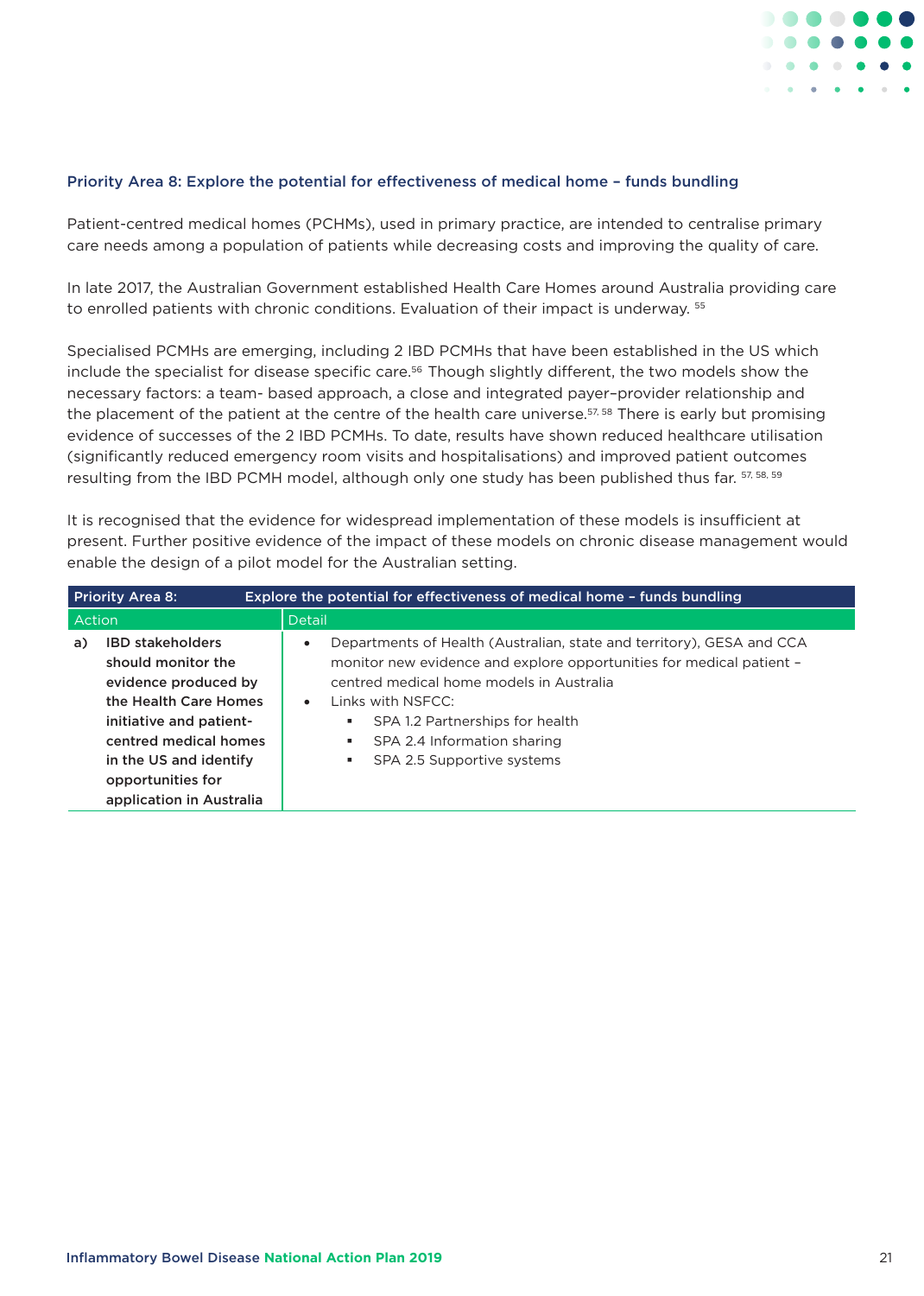### Priority Area 8: Explore the potential for effectiveness of medical home – funds bundling

Patient-centred medical homes (PCHMs), used in primary practice, are intended to centralise primary care needs among a population of patients while decreasing costs and improving the quality of care.

In late 2017, the Australian Government established Health Care Homes around Australia providing care to enrolled patients with chronic conditions. Evaluation of their impact is underway. [55]

Specialised PCMHs are emerging, including 2 IBD PCMHs that have been established in the US which include the specialist for disease specific care.[56] Though slightly different, the two models show the necessary factors: a team- based approach, a close and integrated payer–provider relationship and the placement of the patient at the centre of the health care universe.[57, 58] There is early but promising evidence of successes of the 2 IBD PCMHs. To date, results have shown reduced healthcare utilisation (significantly reduced emergency room visits and hospitalisations) and improved patient outcomes resulting from the IBD PCMH model, although only one study has been published thus far. [57, 58, 59]

It is recognised that the evidence for widespread implementation of these models is insufficient at present. Further positive evidence of the impact of these models on chronic disease management would enable the design of a pilot model for the Australian setting.

| **Priority Area 8:** | **Explore the potential for effectiveness of medical home – funds bundling** |
|---|---|
| Action | Detail |
| a) **IBD stakeholders should monitor the evidence produced by the Health Care Homes initiative and patient-centred medical homes in the US and identify opportunities for application in Australia** | • Departments of Health (Australian, state and territory), GESA and CCA monitor new evidence and explore opportunities for medical patient – centred medical home models in Australia<br>• Links with NSFCC:<br>&nbsp;&nbsp;▪ SPA 1.2 Partnerships for health<br>&nbsp;&nbsp;▪ SPA 2.4 Information sharing<br>&nbsp;&nbsp;▪ SPA 2.5 Supportive systems |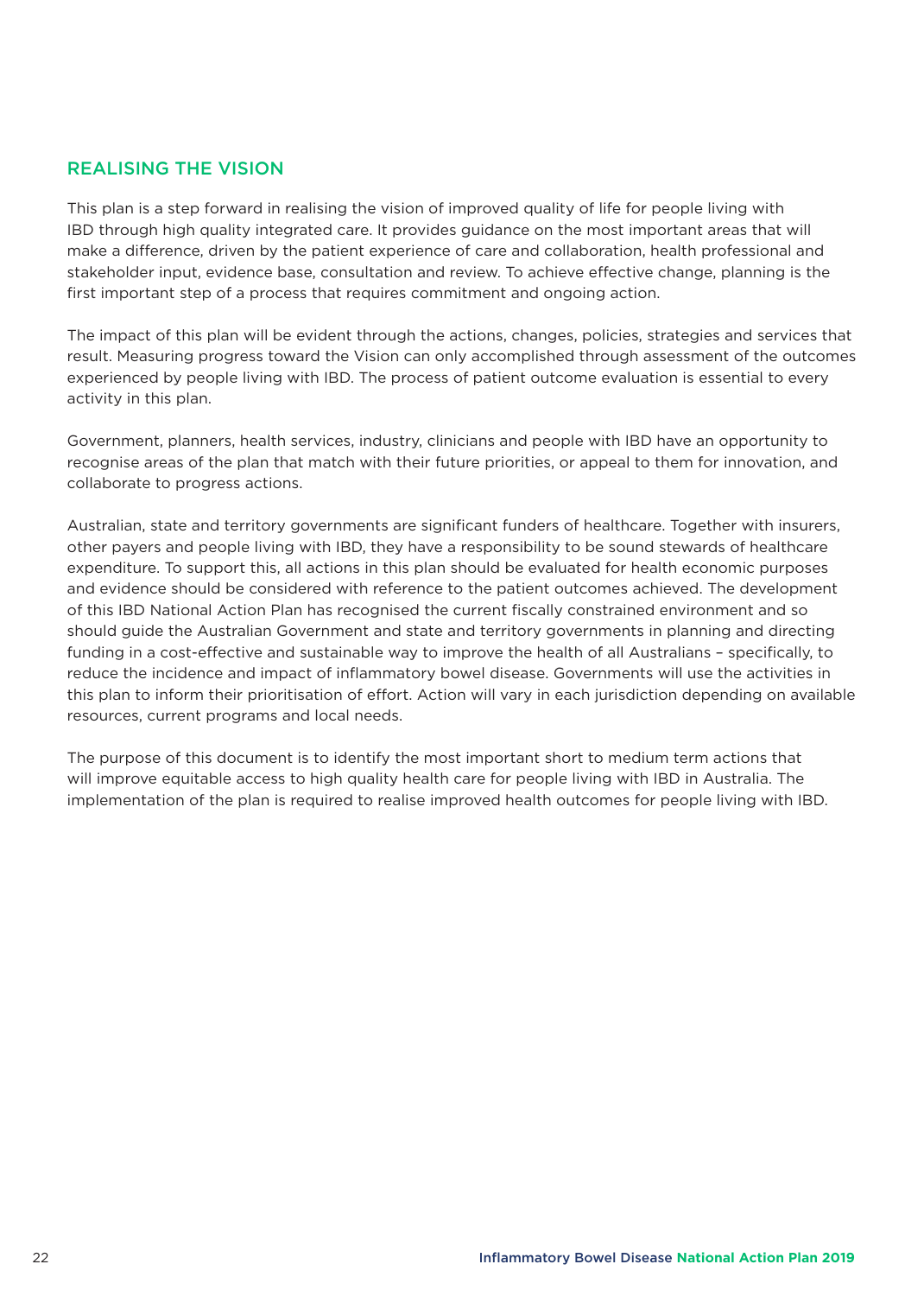## REALISING THE VISION

This plan is a step forward in realising the vision of improved quality of life for people living with IBD through high quality integrated care. It provides guidance on the most important areas that will make a difference, driven by the patient experience of care and collaboration, health professional and stakeholder input, evidence base, consultation and review. To achieve effective change, planning is the first important step of a process that requires commitment and ongoing action.

The impact of this plan will be evident through the actions, changes, policies, strategies and services that result. Measuring progress toward the Vision can only accomplished through assessment of the outcomes experienced by people living with IBD. The process of patient outcome evaluation is essential to every activity in this plan.

Government, planners, health services, industry, clinicians and people with IBD have an opportunity to recognise areas of the plan that match with their future priorities, or appeal to them for innovation, and collaborate to progress actions.

Australian, state and territory governments are significant funders of healthcare. Together with insurers, other payers and people living with IBD, they have a responsibility to be sound stewards of healthcare expenditure. To support this, all actions in this plan should be evaluated for health economic purposes and evidence should be considered with reference to the patient outcomes achieved. The development of this IBD National Action Plan has recognised the current fiscally constrained environment and so should guide the Australian Government and state and territory governments in planning and directing funding in a cost-effective and sustainable way to improve the health of all Australians – specifically, to reduce the incidence and impact of inflammatory bowel disease. Governments will use the activities in this plan to inform their prioritisation of effort. Action will vary in each jurisdiction depending on available resources, current programs and local needs.

The purpose of this document is to identify the most important short to medium term actions that will improve equitable access to high quality health care for people living with IBD in Australia. The implementation of the plan is required to realise improved health outcomes for people living with IBD.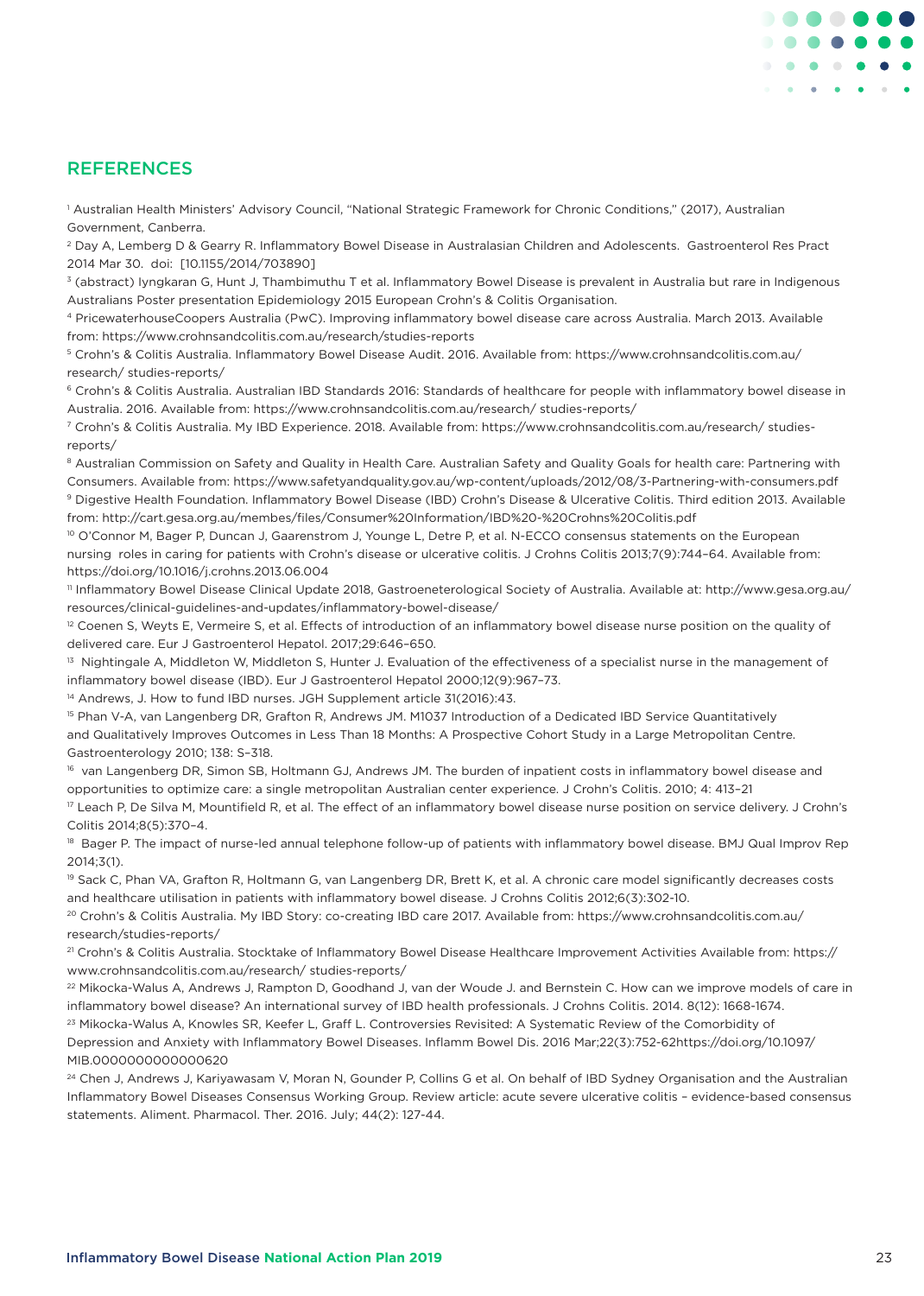## REFERENCES

[1] Australian Health Ministers' Advisory Council, "National Strategic Framework for Chronic Conditions," (2017), Australian Government, Canberra.

[2] Day A, Lemberg D & Gearry R. Inflammatory Bowel Disease in Australasian Children and Adolescents. Gastroenterol Res Pract 2014 Mar 30. doi: [10.1155/2014/703890]

[3] (abstract) Iyngkaran G, Hunt J, Thambimuthu T et al. Inflammatory Bowel Disease is prevalent in Australia but rare in Indigenous Australians Poster presentation Epidemiology 2015 European Crohn's & Colitis Organisation.

[4] PricewaterhouseCoopers Australia (PwC). Improving inflammatory bowel disease care across Australia. March 2013. Available from: https://www.crohnsandcolitis.com.au/research/studies-reports

[5] Crohn's & Colitis Australia. Inflammatory Bowel Disease Audit. 2016. Available from: https://www.crohnsandcolitis.com.au/research/ studies-reports/

[6] Crohn's & Colitis Australia. Australian IBD Standards 2016: Standards of healthcare for people with inflammatory bowel disease in Australia. 2016. Available from: https://www.crohnsandcolitis.com.au/research/ studies-reports/

[7] Crohn's & Colitis Australia. My IBD Experience. 2018. Available from: https://www.crohnsandcolitis.com.au/research/ studies-reports/

[8] Australian Commission on Safety and Quality in Health Care. Australian Safety and Quality Goals for health care: Partnering with Consumers. Available from: https://www.safetyandquality.gov.au/wp-content/uploads/2012/08/3-Partnering-with-consumers.pdf

[9] Digestive Health Foundation. Inflammatory Bowel Disease (IBD) Crohn's Disease & Ulcerative Colitis. Third edition 2013. Available from: http://cart.gesa.org.au/membes/files/Consumer%20Information/IBD%20-%20Crohns%20Colitis.pdf

[10] O'Connor M, Bager P, Duncan J, Gaarenstrom J, Younge L, Detre P, et al. N-ECCO consensus statements on the European nursing roles in caring for patients with Crohn's disease or ulcerative colitis. J Crohns Colitis 2013;7(9):744–64. Available from: https://doi.org/10.1016/j.crohns.2013.06.004

[11] Inflammatory Bowel Disease Clinical Update 2018, Gastroeneterological Society of Australia. Available at: http://www.gesa.org.au/resources/clinical-guidelines-and-updates/inflammatory-bowel-disease/

[12] Coenen S, Weyts E, Vermeire S, et al. Effects of introduction of an inflammatory bowel disease nurse position on the quality of delivered care. Eur J Gastroenterol Hepatol. 2017;29:646–650.

[13] Nightingale A, Middleton W, Middleton S, Hunter J. Evaluation of the effectiveness of a specialist nurse in the management of inflammatory bowel disease (IBD). Eur J Gastroenterol Hepatol 2000;12(9):967–73.

[14] Andrews, J. How to fund IBD nurses. JGH Supplement article 31(2016):43.

[15] Phan V-A, van Langenberg DR, Grafton R, Andrews JM. M1037 Introduction of a Dedicated IBD Service Quantitatively and Qualitatively Improves Outcomes in Less Than 18 Months: A Prospective Cohort Study in a Large Metropolitan Centre. Gastroenterology 2010; 138: S–318.

[16] van Langenberg DR, Simon SB, Holtmann GJ, Andrews JM. The burden of inpatient costs in inflammatory bowel disease and opportunities to optimize care: a single metropolitan Australian center experience. J Crohn's Colitis. 2010; 4: 413–21

[17] Leach P, De Silva M, Mountifield R, et al. The effect of an inflammatory bowel disease nurse position on service delivery. J Crohn's Colitis 2014;8(5):370–4.

[18] Bager P. The impact of nurse-led annual telephone follow-up of patients with inflammatory bowel disease. BMJ Qual Improv Rep 2014;3(1).

[19] Sack C, Phan VA, Grafton R, Holtmann G, van Langenberg DR, Brett K, et al. A chronic care model significantly decreases costs and healthcare utilisation in patients with inflammatory bowel disease. J Crohns Colitis 2012;6(3):302-10.

[20] Crohn's & Colitis Australia. My IBD Story: co-creating IBD care 2017. Available from: https://www.crohnsandcolitis.com.au/research/studies-reports/

[21] Crohn's & Colitis Australia. Stocktake of Inflammatory Bowel Disease Healthcare Improvement Activities Available from: https://www.crohnsandcolitis.com.au/research/ studies-reports/

[22] Mikocka-Walus A, Andrews J, Rampton D, Goodhand J, van der Woude J. and Bernstein C. How can we improve models of care in inflammatory bowel disease? An international survey of IBD health professionals. J Crohns Colitis. 2014. 8(12): 1668-1674.

[23] Mikocka-Walus A, Knowles SR, Keefer L, Graff L. Controversies Revisited: A Systematic Review of the Comorbidity of Depression and Anxiety with Inflammatory Bowel Diseases. Inflamm Bowel Dis. 2016 Mar;22(3):752-62https://doi.org/10.1097/MIB.0000000000000620

[24] Chen J, Andrews J, Kariyawasam V, Moran N, Gounder P, Collins G et al. On behalf of IBD Sydney Organisation and the Australian Inflammatory Bowel Diseases Consensus Working Group. Review article: acute severe ulcerative colitis – evidence-based consensus statements. Aliment. Pharmacol. Ther. 2016. July; 44(2): 127-44.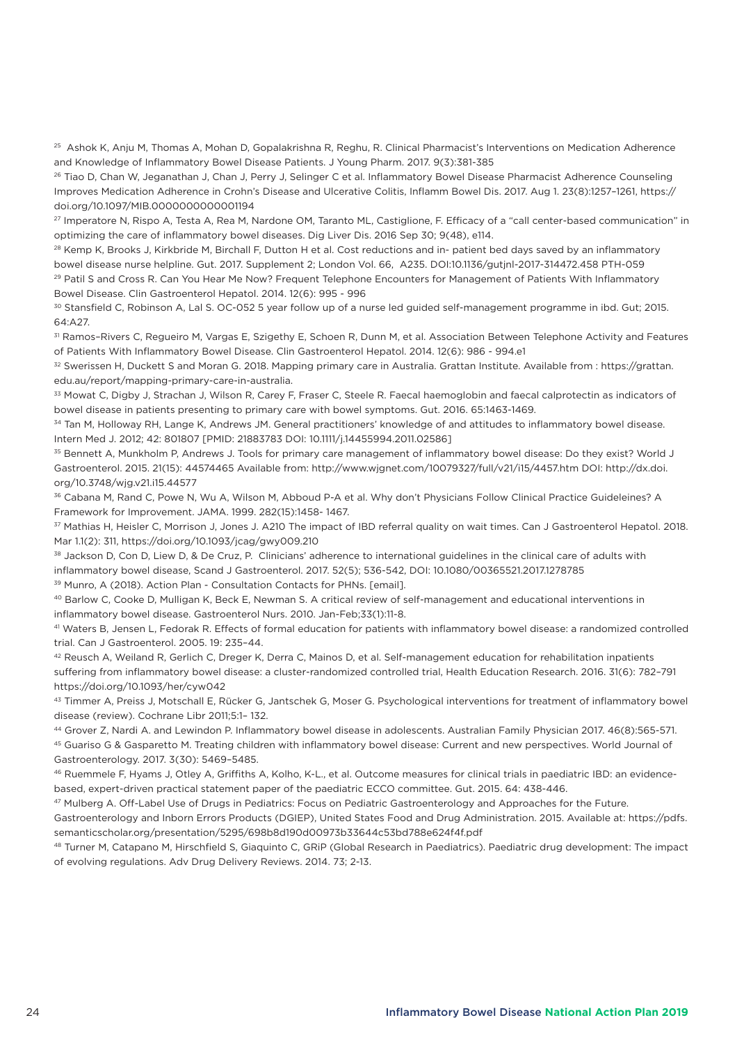[25] Ashok K, Anju M, Thomas A, Mohan D, Gopalakrishna R, Reghu, R. Clinical Pharmacist's Interventions on Medication Adherence and Knowledge of Inflammatory Bowel Disease Patients. J Young Pharm. 2017. 9(3):381-385

[26] Tiao D, Chan W, Jeganathan J, Chan J, Perry J, Selinger C et al. Inflammatory Bowel Disease Pharmacist Adherence Counseling Improves Medication Adherence in Crohn's Disease and Ulcerative Colitis, Inflamm Bowel Dis. 2017. Aug 1. 23(8):1257–1261, https://doi.org/10.1097/MIB.0000000000001194

[27] Imperatore N, Rispo A, Testa A, Rea M, Nardone OM, Taranto ML, Castiglione, F. Efficacy of a "call center-based communication" in optimizing the care of inflammatory bowel diseases. Dig Liver Dis. 2016 Sep 30; 9(48), e114.

[28] Kemp K, Brooks J, Kirkbride M, Birchall F, Dutton H et al. Cost reductions and in- patient bed days saved by an inflammatory bowel disease nurse helpline. Gut. 2017. Supplement 2; London Vol. 66, A235. DOI:10.1136/gutjnl-2017-314472.458 PTH-059

[29] Patil S and Cross R. Can You Hear Me Now? Frequent Telephone Encounters for Management of Patients With Inflammatory Bowel Disease. Clin Gastroenterol Hepatol. 2014. 12(6): 995 - 996

[30] Stansfield C, Robinson A, Lal S. OC-052 5 year follow up of a nurse led guided self-management programme in ibd. Gut; 2015. 64:A27.

[31] Ramos–Rivers C, Regueiro M, Vargas E, Szigethy E, Schoen R, Dunn M, et al. Association Between Telephone Activity and Features of Patients With Inflammatory Bowel Disease. Clin Gastroenterol Hepatol. 2014. 12(6): 986 - 994.e1

[32] Swerissen H, Duckett S and Moran G. 2018. Mapping primary care in Australia. Grattan Institute. Available from : https://grattan.edu.au/report/mapping-primary-care-in-australia.

[33] Mowat C, Digby J, Strachan J, Wilson R, Carey F, Fraser C, Steele R. Faecal haemoglobin and faecal calprotectin as indicators of bowel disease in patients presenting to primary care with bowel symptoms. Gut. 2016. 65:1463-1469.

[34] Tan M, Holloway RH, Lange K, Andrews JM. General practitioners' knowledge of and attitudes to inflammatory bowel disease. Intern Med J. 2012; 42: 801807 [PMID: 21883783 DOI: 10.1111/j.14455994.2011.02586]

[35] Bennett A, Munkholm P, Andrews J. Tools for primary care management of inflammatory bowel disease: Do they exist? World J Gastroenterol. 2015. 21(15): 44574465 Available from: http://www.wjgnet.com/10079327/full/v21/i15/4457.htm DOI: http://dx.doi.org/10.3748/wjg.v21.i15.44577

[36] Cabana M, Rand C, Powe N, Wu A, Wilson M, Abboud P-A et al. Why don't Physicians Follow Clinical Practice Guideleines? A Framework for Improvement. JAMA. 1999. 282(15):1458- 1467.

[37] Mathias H, Heisler C, Morrison J, Jones J. A210 The impact of IBD referral quality on wait times. Can J Gastroenterol Hepatol. 2018. Mar 1.1(2): 311, https://doi.org/10.1093/jcag/gwy009.210

[38] Jackson D, Con D, Liew D, & De Cruz, P. Clinicians' adherence to international guidelines in the clinical care of adults with inflammatory bowel disease, Scand J Gastroenterol. 2017. 52(5); 536-542, DOI: 10.1080/00365521.2017.1278785

[39] Munro, A (2018). Action Plan - Consultation Contacts for PHNs. [email].

[40] Barlow C, Cooke D, Mulligan K, Beck E, Newman S. A critical review of self-management and educational interventions in inflammatory bowel disease. Gastroenterol Nurs. 2010. Jan-Feb;33(1):11-8.

[41] Waters B, Jensen L, Fedorak R. Effects of formal education for patients with inflammatory bowel disease: a randomized controlled trial. Can J Gastroenterol. 2005. 19: 235–44.

[42] Reusch A, Weiland R, Gerlich C, Dreger K, Derra C, Mainos D, et al. Self-management education for rehabilitation inpatients suffering from inflammatory bowel disease: a cluster-randomized controlled trial, Health Education Research. 2016. 31(6): 782–791 https://doi.org/10.1093/her/cyw042

[43] Timmer A, Preiss J, Motschall E, Rücker G, Jantschek G, Moser G. Psychological interventions for treatment of inflammatory bowel disease (review). Cochrane Libr 2011;5:1– 132.

[44] Grover Z, Nardi A. and Lewindon P. Inflammatory bowel disease in adolescents. Australian Family Physician 2017. 46(8):565-571.

[45] Guariso G & Gasparetto M. Treating children with inflammatory bowel disease: Current and new perspectives. World Journal of Gastroenterology. 2017. 3(30): 5469–5485.

[46] Ruemmele F, Hyams J, Otley A, Griffiths A, Kolho, K-L., et al. Outcome measures for clinical trials in paediatric IBD: an evidence-based, expert-driven practical statement paper of the paediatric ECCO committee. Gut. 2015. 64: 438-446.

[47] Mulberg A. Off-Label Use of Drugs in Pediatrics: Focus on Pediatric Gastroenterology and Approaches for the Future. Gastroenterology and Inborn Errors Products (DGIEP), United States Food and Drug Administration. 2015. Available at: https://pdfs.semanticscholar.org/presentation/5295/698b8d190d00973b33644c53bd788e624f4f.pdf

[48] Turner M, Catapano M, Hirschfield S, Giaquinto C, GRiP (Global Research in Paediatrics). Paediatric drug development: The impact of evolving regulations. Adv Drug Delivery Reviews. 2014. 73; 2-13.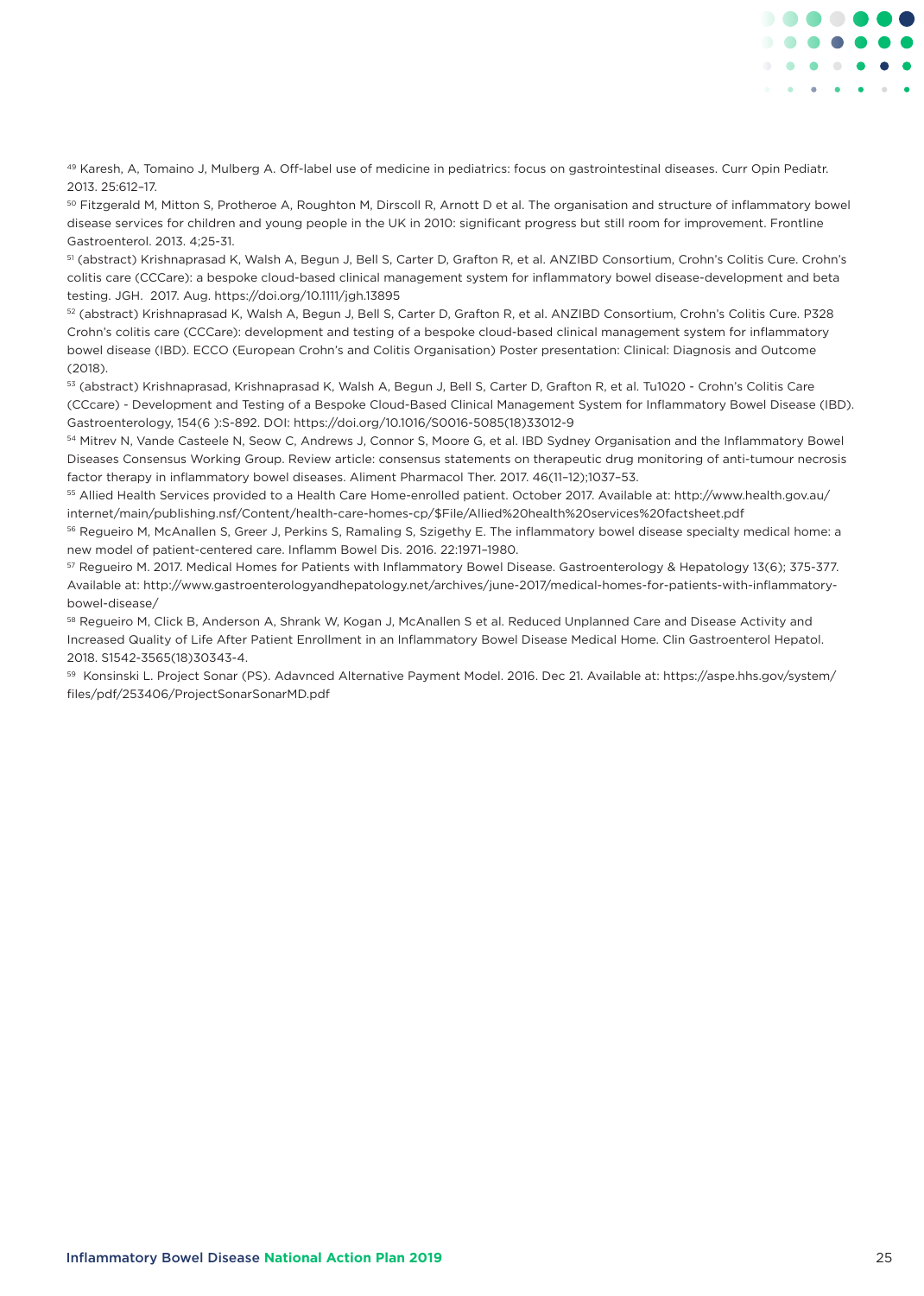[49] Karesh, A, Tomaino J, Mulberg A. Off-label use of medicine in pediatrics: focus on gastrointestinal diseases. Curr Opin Pediatr. 2013. 25:612–17.

[50] Fitzgerald M, Mitton S, Protheroe A, Roughton M, Dirscoll R, Arnott D et al. The organisation and structure of inflammatory bowel disease services for children and young people in the UK in 2010: significant progress but still room for improvement. Frontline Gastroenterol. 2013. 4;25-31.

[51] (abstract) Krishnaprasad K, Walsh A, Begun J, Bell S, Carter D, Grafton R, et al. ANZIBD Consortium, Crohn's Colitis Cure. Crohn's colitis care (CCCare): a bespoke cloud-based clinical management system for inflammatory bowel disease-development and beta testing. JGH. 2017. Aug. https://doi.org/10.1111/jgh.13895

[52] (abstract) Krishnaprasad K, Walsh A, Begun J, Bell S, Carter D, Grafton R, et al. ANZIBD Consortium, Crohn's Colitis Cure. P328 Crohn's colitis care (CCCare): development and testing of a bespoke cloud-based clinical management system for inflammatory bowel disease (IBD). ECCO (European Crohn's and Colitis Organisation) Poster presentation: Clinical: Diagnosis and Outcome (2018).

[53] (abstract) Krishnaprasad, Krishnaprasad K, Walsh A, Begun J, Bell S, Carter D, Grafton R, et al. Tu1020 - Crohn's Colitis Care (CCcare) - Development and Testing of a Bespoke Cloud-Based Clinical Management System for Inflammatory Bowel Disease (IBD). Gastroenterology, 154(6 ):S-892. DOI: https://doi.org/10.1016/S0016-5085(18)33012-9

[54] Mitrev N, Vande Casteele N, Seow C, Andrews J, Connor S, Moore G, et al. IBD Sydney Organisation and the Inflammatory Bowel Diseases Consensus Working Group. Review article: consensus statements on therapeutic drug monitoring of anti-tumour necrosis factor therapy in inflammatory bowel diseases. Aliment Pharmacol Ther. 2017. 46(11–12);1037–53.

[55] Allied Health Services provided to a Health Care Home-enrolled patient. October 2017. Available at: http://www.health.gov.au/internet/main/publishing.nsf/Content/health-care-homes-cp/$File/Allied%20health%20services%20factsheet.pdf

[56] Regueiro M, McAnallen S, Greer J, Perkins S, Ramaling S, Szigethy E. The inflammatory bowel disease specialty medical home: a new model of patient-centered care. Inflamm Bowel Dis. 2016. 22:1971–1980.

[57] Regueiro M. 2017. Medical Homes for Patients with Inflammatory Bowel Disease. Gastroenterology & Hepatology 13(6); 375-377. Available at: http://www.gastroenterologyandhepatology.net/archives/june-2017/medical-homes-for-patients-with-inflammatory-bowel-disease/

[58] Regueiro M, Click B, Anderson A, Shrank W, Kogan J, McAnallen S et al. Reduced Unplanned Care and Disease Activity and Increased Quality of Life After Patient Enrollment in an Inflammatory Bowel Disease Medical Home. Clin Gastroenterol Hepatol. 2018. S1542-3565(18)30343-4.

[59] Konsinski L. Project Sonar (PS). Adavnced Alternative Payment Model. 2016. Dec 21. Available at: https://aspe.hhs.gov/system/files/pdf/253406/ProjectSonarSonarMD.pdf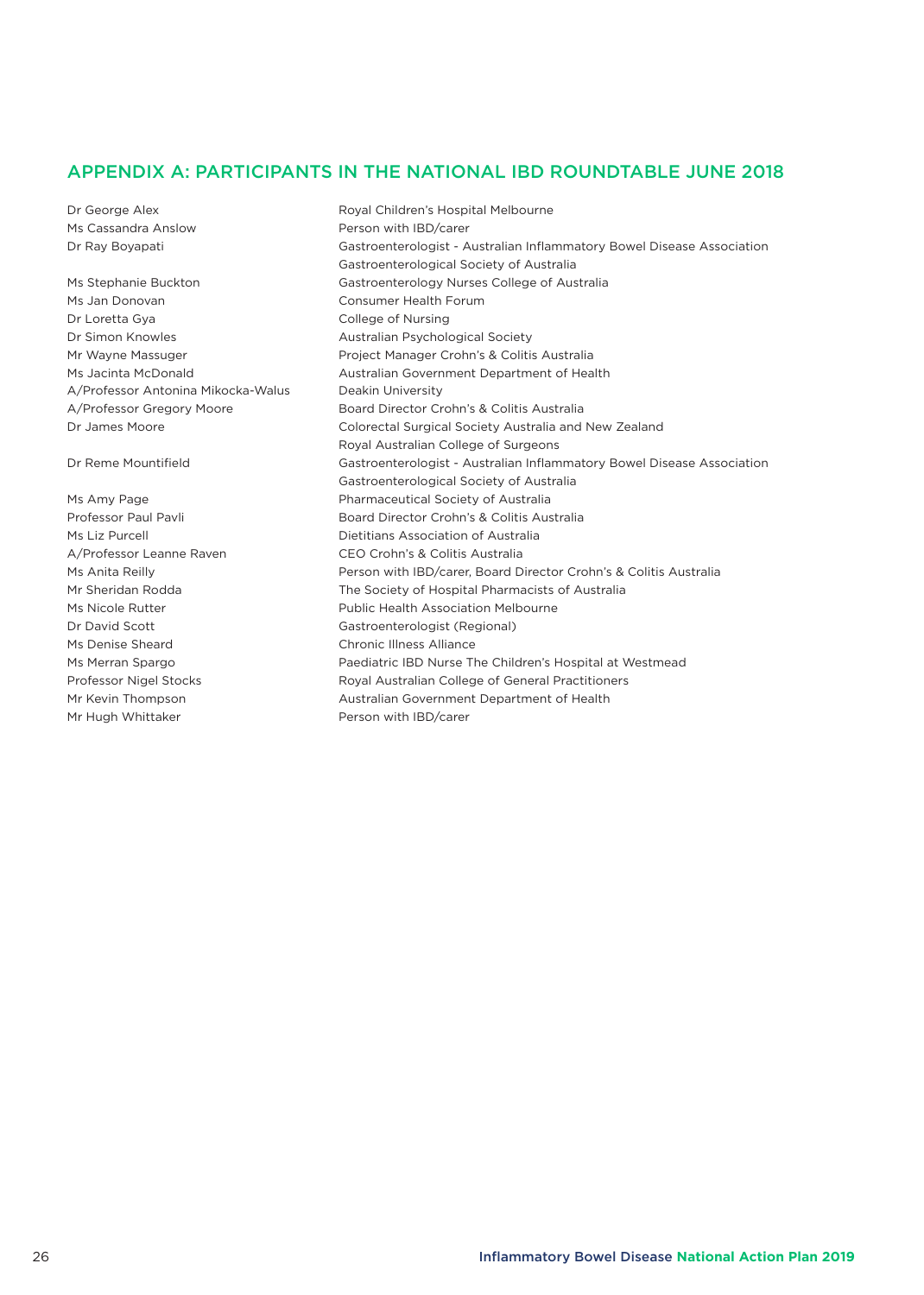## APPENDIX A: PARTICIPANTS IN THE NATIONAL IBD ROUNDTABLE JUNE 2018

| | |
|---|---|
| Dr George Alex | Royal Children's Hospital Melbourne |
| Ms Cassandra Anslow | Person with IBD/carer |
| Dr Ray Boyapati | Gastroenterologist - Australian Inflammatory Bowel Disease Association<br>Gastroenterological Society of Australia |
| Ms Stephanie Buckton | Gastroenterology Nurses College of Australia |
| Ms Jan Donovan | Consumer Health Forum |
| Dr Loretta Gya | College of Nursing |
| Dr Simon Knowles | Australian Psychological Society |
| Mr Wayne Massuger | Project Manager Crohn's & Colitis Australia |
| Ms Jacinta McDonald | Australian Government Department of Health |
| A/Professor Antonina Mikocka-Walus | Deakin University |
| A/Professor Gregory Moore | Board Director Crohn's & Colitis Australia |
| Dr James Moore | Colorectal Surgical Society Australia and New Zealand<br>Royal Australian College of Surgeons |
| Dr Reme Mountifield | Gastroenterologist - Australian Inflammatory Bowel Disease Association<br>Gastroenterological Society of Australia |
| Ms Amy Page | Pharmaceutical Society of Australia |
| Professor Paul Pavli | Board Director Crohn's & Colitis Australia |
| Ms Liz Purcell | Dietitians Association of Australia |
| A/Professor Leanne Raven | CEO Crohn's & Colitis Australia |
| Ms Anita Reilly | Person with IBD/carer, Board Director Crohn's & Colitis Australia |
| Mr Sheridan Rodda | The Society of Hospital Pharmacists of Australia |
| Ms Nicole Rutter | Public Health Association Melbourne |
| Dr David Scott | Gastroenterologist (Regional) |
| Ms Denise Sheard | Chronic Illness Alliance |
| Ms Merran Spargo | Paediatric IBD Nurse The Children's Hospital at Westmead |
| Professor Nigel Stocks | Royal Australian College of General Practitioners |
| Mr Kevin Thompson | Australian Government Department of Health |
| Mr Hugh Whittaker | Person with IBD/carer |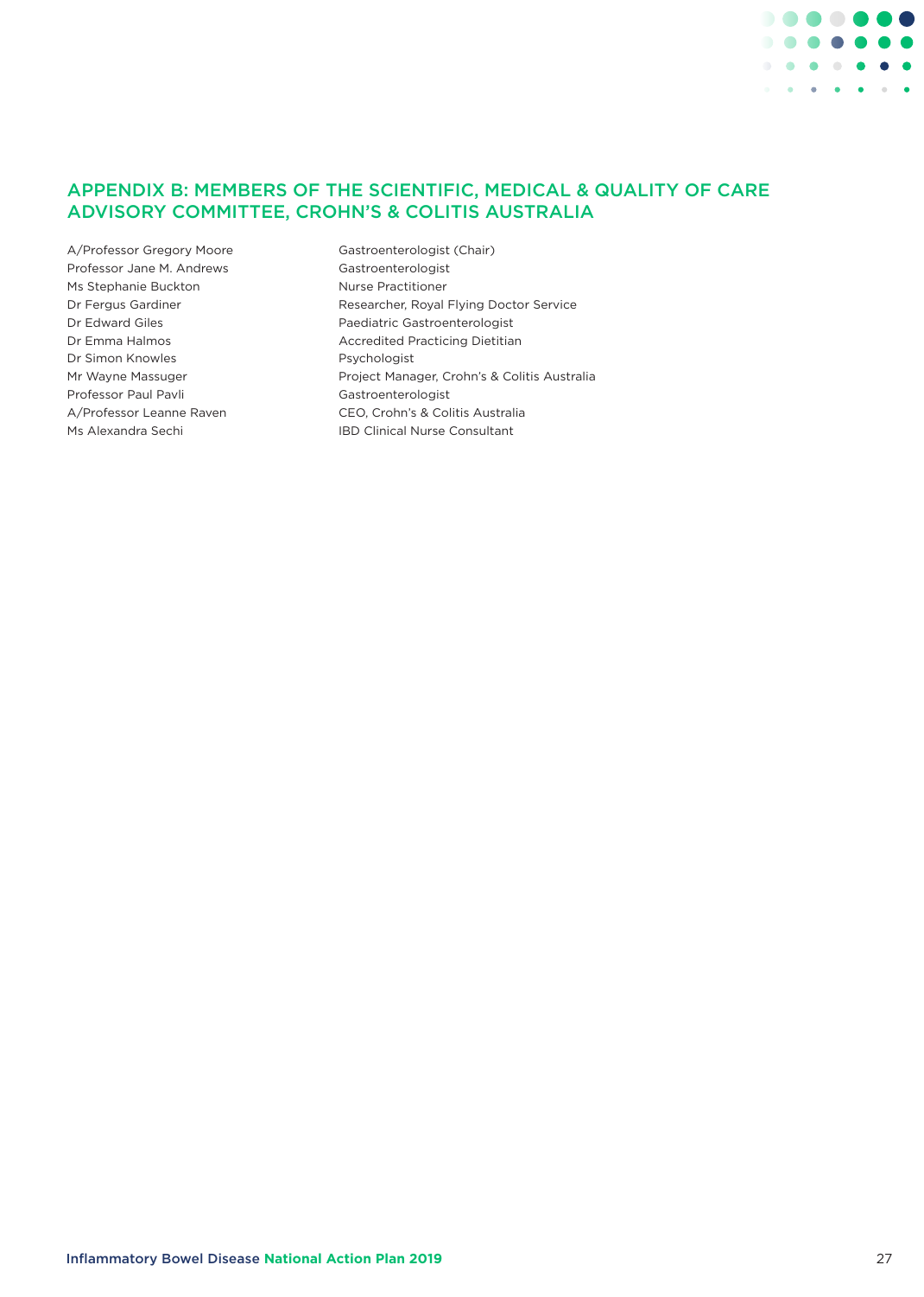## APPENDIX B: MEMBERS OF THE SCIENTIFIC, MEDICAL & QUALITY OF CARE ADVISORY COMMITTEE, CROHN'S & COLITIS AUSTRALIA

| | |
|---|---|
| A/Professor Gregory Moore | Gastroenterologist (Chair) |
| Professor Jane M. Andrews | Gastroenterologist |
| Ms Stephanie Buckton | Nurse Practitioner |
| Dr Fergus Gardiner | Researcher, Royal Flying Doctor Service |
| Dr Edward Giles | Paediatric Gastroenterologist |
| Dr Emma Halmos | Accredited Practicing Dietitian |
| Dr Simon Knowles | Psychologist |
| Mr Wayne Massuger | Project Manager, Crohn's & Colitis Australia |
| Professor Paul Pavli | Gastroenterologist |
| A/Professor Leanne Raven | CEO, Crohn's & Colitis Australia |
| Ms Alexandra Sechi | IBD Clinical Nurse Consultant |